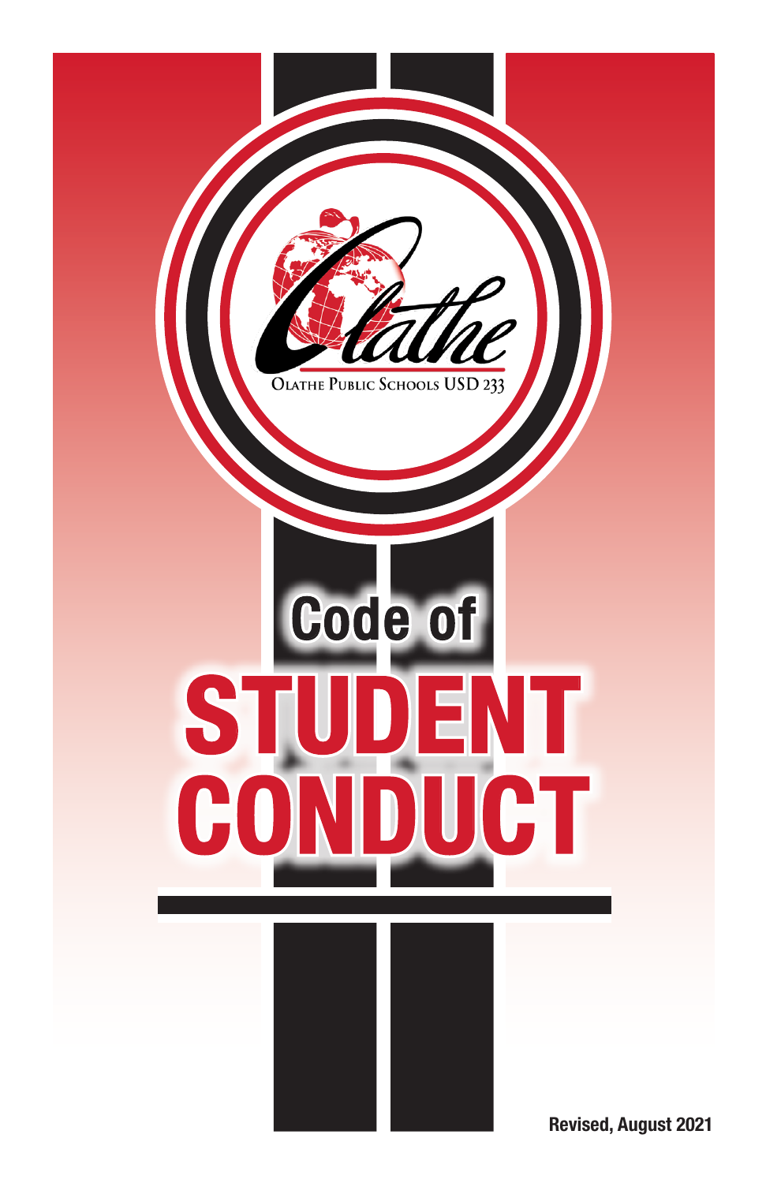Olathe

OLATHE PUBLIC SCHOOLS USD 233

# Code of STUDENT CONDUCT

Revised, August 2021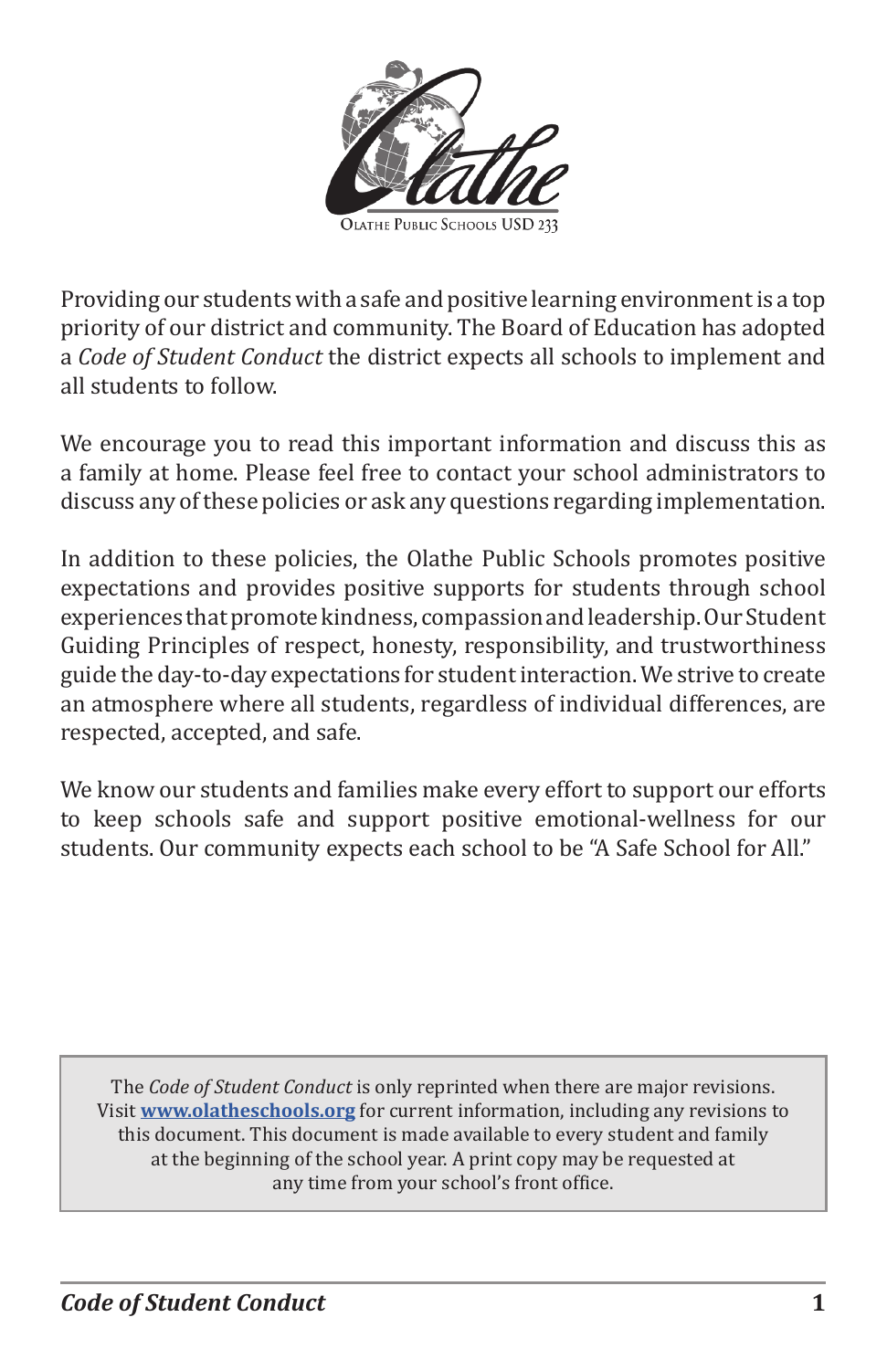Olathe Public Schools USD 233

Providing our students with a safe and positive learning environment is a top priority of our district and community. The Board of Education has adopted a *Code of Student Conduct* the district expects all schools to implement and all students to follow.

We encourage you to read this important information and discuss this as a family at home. Please feel free to contact your school administrators to discuss any of these policies or ask any questions regarding implementation.

In addition to these policies, the Olathe Public Schools promotes positive expectations and provides positive supports for students through school experiences that promote kindness, compassion and leadership. Our Student Guiding Principles of respect, honesty, responsibility, and trustworthiness guide the day-to-day expectations for student interaction. We strive to create an atmosphere where all students, regardless of individual differences, are respected, accepted, and safe.

We know our students and families make every effort to support our efforts to keep schools safe and support positive emotional-wellness for our students. Our community expects each school to be "A Safe School for All."

> The *Code of Student Conduct* is only reprinted when there are major revisions. Visit **www.olatheschools.org** for current information, including any revisions to this document. This document is made available to every student and family at the beginning of the school year. A print copy may be requested at any time from your school's front office.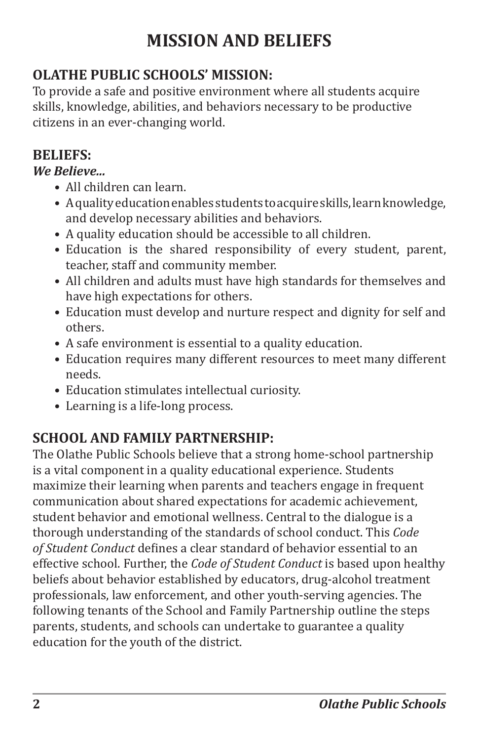# MISSION AND BELIEFS

## OLATHE PUBLIC SCHOOLS' MISSION:

To provide a safe and positive environment where all students acquire skills, knowledge, abilities, and behaviors necessary to be productive citizens in an ever-changing world.

## BELIEFS:

***We Believe...***

- All children can learn.
- A quality education enables students to acquire skills, learn knowledge, and develop necessary abilities and behaviors.
- A quality education should be accessible to all children.
- Education is the shared responsibility of every student, parent, teacher, staff and community member.
- All children and adults must have high standards for themselves and have high expectations for others.
- Education must develop and nurture respect and dignity for self and others.
- A safe environment is essential to a quality education.
- Education requires many different resources to meet many different needs.
- Education stimulates intellectual curiosity.
- Learning is a life-long process.

## SCHOOL AND FAMILY PARTNERSHIP:

The Olathe Public Schools believe that a strong home-school partnership is a vital component in a quality educational experience. Students maximize their learning when parents and teachers engage in frequent communication about shared expectations for academic achievement, student behavior and emotional wellness. Central to the dialogue is a thorough understanding of the standards of school conduct. This *Code of Student Conduct* defines a clear standard of behavior essential to an effective school. Further, the *Code of Student Conduct* is based upon healthy beliefs about behavior established by educators, drug-alcohol treatment professionals, law enforcement, and other youth-serving agencies. The following tenants of the School and Family Partnership outline the steps parents, students, and schools can undertake to guarantee a quality education for the youth of the district.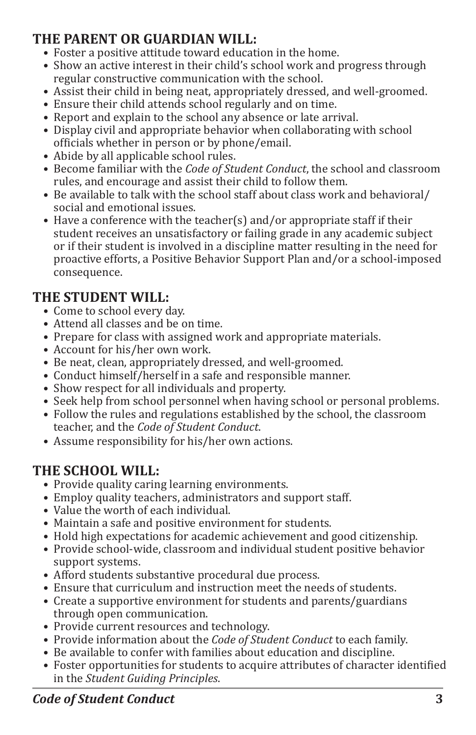## THE PARENT OR GUARDIAN WILL:

- Foster a positive attitude toward education in the home.
- Show an active interest in their child's school work and progress through regular constructive communication with the school.
- Assist their child in being neat, appropriately dressed, and well-groomed.
- Ensure their child attends school regularly and on time.
- Report and explain to the school any absence or late arrival.
- Display civil and appropriate behavior when collaborating with school officials whether in person or by phone/email.
- Abide by all applicable school rules.
- Become familiar with the *Code of Student Conduct*, the school and classroom rules, and encourage and assist their child to follow them.
- Be available to talk with the school staff about class work and behavioral/ social and emotional issues.
- Have a conference with the teacher(s) and/or appropriate staff if their student receives an unsatisfactory or failing grade in any academic subject or if their student is involved in a discipline matter resulting in the need for proactive efforts, a Positive Behavior Support Plan and/or a school-imposed consequence.

## THE STUDENT WILL:

- Come to school every day.
- Attend all classes and be on time.
- Prepare for class with assigned work and appropriate materials.
- Account for his/her own work.
- Be neat, clean, appropriately dressed, and well-groomed.
- Conduct himself/herself in a safe and responsible manner.
- Show respect for all individuals and property.
- Seek help from school personnel when having school or personal problems.
- Follow the rules and regulations established by the school, the classroom teacher, and the *Code of Student Conduct*.
- Assume responsibility for his/her own actions.

## THE SCHOOL WILL:

- Provide quality caring learning environments.
- Employ quality teachers, administrators and support staff.
- Value the worth of each individual.
- Maintain a safe and positive environment for students.
- Hold high expectations for academic achievement and good citizenship.
- Provide school-wide, classroom and individual student positive behavior support systems.
- Afford students substantive procedural due process.
- Ensure that curriculum and instruction meet the needs of students.
- Create a supportive environment for students and parents/guardians through open communication.
- Provide current resources and technology.
- Provide information about the *Code of Student Conduct* to each family.
- Be available to confer with families about education and discipline.
- Foster opportunities for students to acquire attributes of character identified in the *Student Guiding Principles*.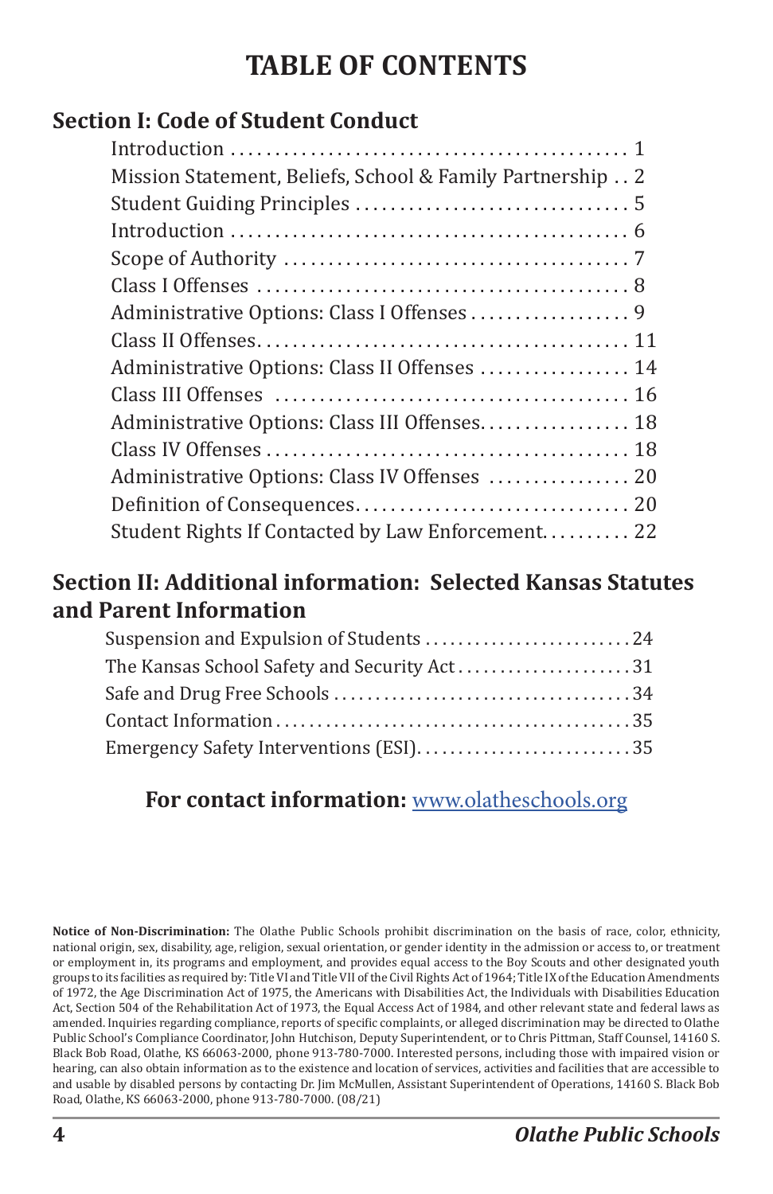# TABLE OF CONTENTS

## Section I: Code of Student Conduct

Introduction . . . . . . . . . . . . . . . . . . . . . . . . . . . . . . . . . . . . . . . . . . . 1
Mission Statement, Beliefs, School & Family Partnership . . 2
Student Guiding Principles . . . . . . . . . . . . . . . . . . . . . . . . . . . . . . 5
Introduction . . . . . . . . . . . . . . . . . . . . . . . . . . . . . . . . . . . . . . . . . . . 6
Scope of Authority . . . . . . . . . . . . . . . . . . . . . . . . . . . . . . . . . . . . 7
Class I Offenses . . . . . . . . . . . . . . . . . . . . . . . . . . . . . . . . . . . . . . . 8
Administrative Options: Class I Offenses . . . . . . . . . . . . . . . . . . 9
Class II Offenses. . . . . . . . . . . . . . . . . . . . . . . . . . . . . . . . . . . . . . . 11
Administrative Options: Class II Offenses . . . . . . . . . . . . . . . . . 14
Class III Offenses . . . . . . . . . . . . . . . . . . . . . . . . . . . . . . . . . . . . . 16
Administrative Options: Class III Offenses. . . . . . . . . . . . . . . . . 18
Class IV Offenses . . . . . . . . . . . . . . . . . . . . . . . . . . . . . . . . . . . . . . 18
Administrative Options: Class IV Offenses . . . . . . . . . . . . . . . . 20
Definition of Consequences. . . . . . . . . . . . . . . . . . . . . . . . . . . . . . 20
Student Rights If Contacted by Law Enforcement. . . . . . . . . . 22

## Section II: Additional information: Selected Kansas Statutes and Parent Information

Suspension and Expulsion of Students . . . . . . . . . . . . . . . . . . . . . . . . . 24
The Kansas School Safety and Security Act . . . . . . . . . . . . . . . . . . . . . 31
Safe and Drug Free Schools . . . . . . . . . . . . . . . . . . . . . . . . . . . . . . . . . . . 34
Contact Information . . . . . . . . . . . . . . . . . . . . . . . . . . . . . . . . . . . . . . . . . . 35
Emergency Safety Interventions (ESI). . . . . . . . . . . . . . . . . . . . . . . . . . 35

**For contact information:** www.olatheschools.org

**Notice of Non-Discrimination:** The Olathe Public Schools prohibit discrimination on the basis of race, color, ethnicity, national origin, sex, disability, age, religion, sexual orientation, or gender identity in the admission or access to, or treatment or employment in, its programs and employment, and provides equal access to the Boy Scouts and other designated youth groups to its facilities as required by: Title VI and Title VII of the Civil Rights Act of 1964; Title IX of the Education Amendments of 1972, the Age Discrimination Act of 1975, the Americans with Disabilities Act, the Individuals with Disabilities Education Act, Section 504 of the Rehabilitation Act of 1973, the Equal Access Act of 1984, and other relevant state and federal laws as amended. Inquiries regarding compliance, reports of specific complaints, or alleged discrimination may be directed to Olathe Public School's Compliance Coordinator, John Hutchison, Deputy Superintendent, or to Chris Pittman, Staff Counsel, 14160 S. Black Bob Road, Olathe, KS 66063-2000, phone 913-780-7000. Interested persons, including those with impaired vision or hearing, can also obtain information as to the existence and location of services, activities and facilities that are accessible to and usable by disabled persons by contacting Dr. Jim McMullen, Assistant Superintendent of Operations, 14160 S. Black Bob Road, Olathe, KS 66063-2000, phone 913-780-7000. (08/21)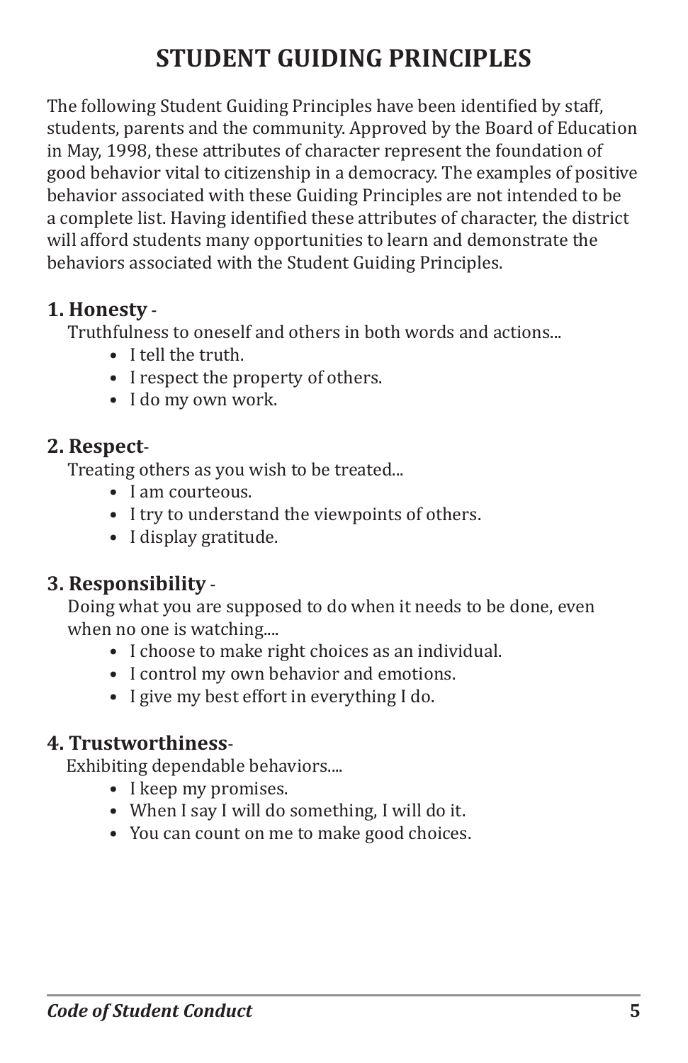# STUDENT GUIDING PRINCIPLES

The following Student Guiding Principles have been identified by staff, students, parents and the community. Approved by the Board of Education in May, 1998, these attributes of character represent the foundation of good behavior vital to citizenship in a democracy. The examples of positive behavior associated with these Guiding Principles are not intended to be a complete list. Having identified these attributes of character, the district will afford students many opportunities to learn and demonstrate the behaviors associated with the Student Guiding Principles.

### 1. Honesty -

Truthfulness to oneself and others in both words and actions...

- I tell the truth.
- I respect the property of others.
- I do my own work.

### 2. Respect-

Treating others as you wish to be treated...

- I am courteous.
- I try to understand the viewpoints of others.
- I display gratitude.

### 3. Responsibility -

Doing what you are supposed to do when it needs to be done, even when no one is watching....

- I choose to make right choices as an individual.
- I control my own behavior and emotions.
- I give my best effort in everything I do.

### 4. Trustworthiness-

Exhibiting dependable behaviors....

- I keep my promises.
- When I say I will do something, I will do it.
- You can count on me to make good choices.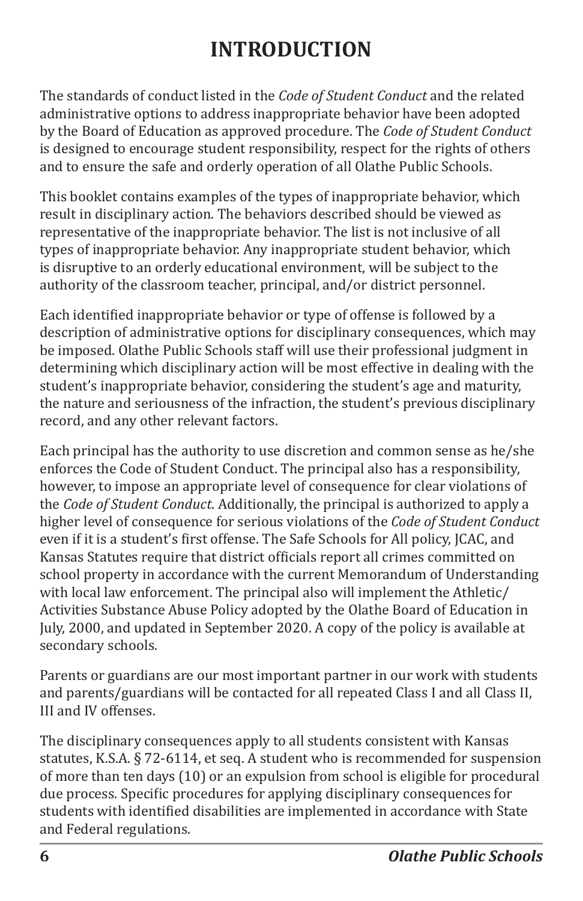# INTRODUCTION

The standards of conduct listed in the *Code of Student Conduct* and the related administrative options to address inappropriate behavior have been adopted by the Board of Education as approved procedure. The *Code of Student Conduct* is designed to encourage student responsibility, respect for the rights of others and to ensure the safe and orderly operation of all Olathe Public Schools.

This booklet contains examples of the types of inappropriate behavior, which result in disciplinary action. The behaviors described should be viewed as representative of the inappropriate behavior. The list is not inclusive of all types of inappropriate behavior. Any inappropriate student behavior, which is disruptive to an orderly educational environment, will be subject to the authority of the classroom teacher, principal, and/or district personnel.

Each identified inappropriate behavior or type of offense is followed by a description of administrative options for disciplinary consequences, which may be imposed. Olathe Public Schools staff will use their professional judgment in determining which disciplinary action will be most effective in dealing with the student's inappropriate behavior, considering the student's age and maturity, the nature and seriousness of the infraction, the student's previous disciplinary record, and any other relevant factors.

Each principal has the authority to use discretion and common sense as he/she enforces the Code of Student Conduct. The principal also has a responsibility, however, to impose an appropriate level of consequence for clear violations of the *Code of Student Conduct*. Additionally, the principal is authorized to apply a higher level of consequence for serious violations of the *Code of Student Conduct* even if it is a student's first offense. The Safe Schools for All policy, JCAC, and Kansas Statutes require that district officials report all crimes committed on school property in accordance with the current Memorandum of Understanding with local law enforcement. The principal also will implement the Athletic/Activities Substance Abuse Policy adopted by the Olathe Board of Education in July, 2000, and updated in September 2020. A copy of the policy is available at secondary schools.

Parents or guardians are our most important partner in our work with students and parents/guardians will be contacted for all repeated Class I and all Class II, III and IV offenses.

The disciplinary consequences apply to all students consistent with Kansas statutes, K.S.A. § 72-6114, et seq. A student who is recommended for suspension of more than ten days (10) or an expulsion from school is eligible for procedural due process. Specific procedures for applying disciplinary consequences for students with identified disabilities are implemented in accordance with State and Federal regulations.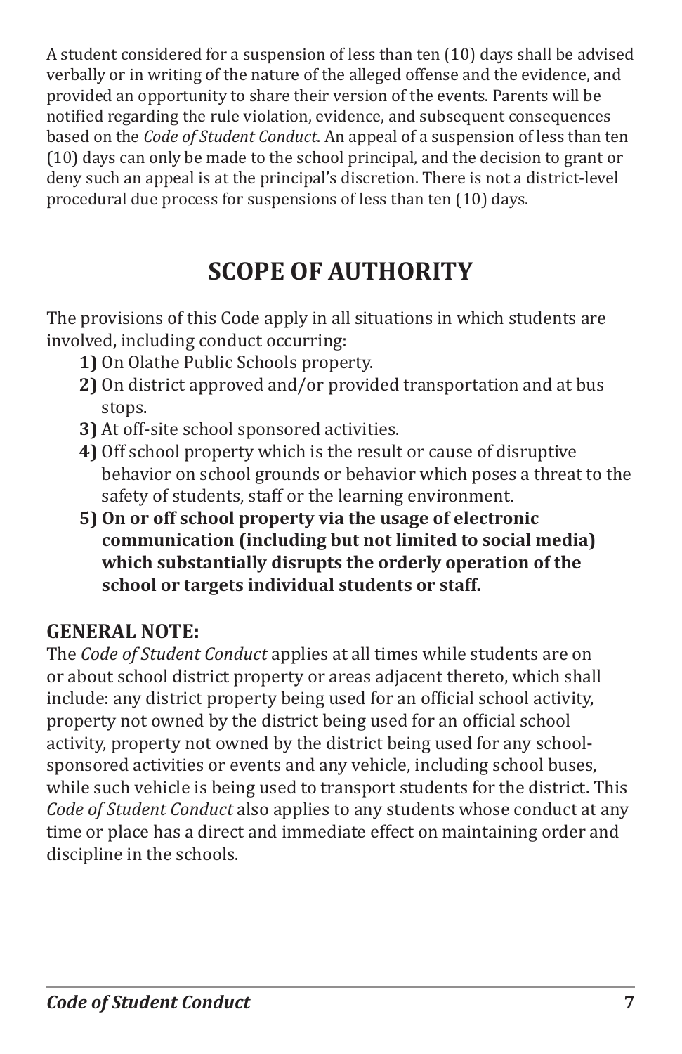A student considered for a suspension of less than ten (10) days shall be advised verbally or in writing of the nature of the alleged offense and the evidence, and provided an opportunity to share their version of the events. Parents will be notified regarding the rule violation, evidence, and subsequent consequences based on the *Code of Student Conduct*. An appeal of a suspension of less than ten (10) days can only be made to the school principal, and the decision to grant or deny such an appeal is at the principal's discretion. There is not a district-level procedural due process for suspensions of less than ten (10) days.

## SCOPE OF AUTHORITY

The provisions of this Code apply in all situations in which students are involved, including conduct occurring:

**1)** On Olathe Public Schools property.
**2)** On district approved and/or provided transportation and at bus stops.
**3)** At off-site school sponsored activities.
**4)** Off school property which is the result or cause of disruptive behavior on school grounds or behavior which poses a threat to the safety of students, staff or the learning environment.
**5) On or off school property via the usage of electronic communication (including but not limited to social media) which substantially disrupts the orderly operation of the school or targets individual students or staff.**

### GENERAL NOTE:

The *Code of Student Conduct* applies at all times while students are on or about school district property or areas adjacent thereto, which shall include: any district property being used for an official school activity, property not owned by the district being used for an official school activity, property not owned by the district being used for any school-sponsored activities or events and any vehicle, including school buses, while such vehicle is being used to transport students for the district. This *Code of Student Conduct* also applies to any students whose conduct at any time or place has a direct and immediate effect on maintaining order and discipline in the schools.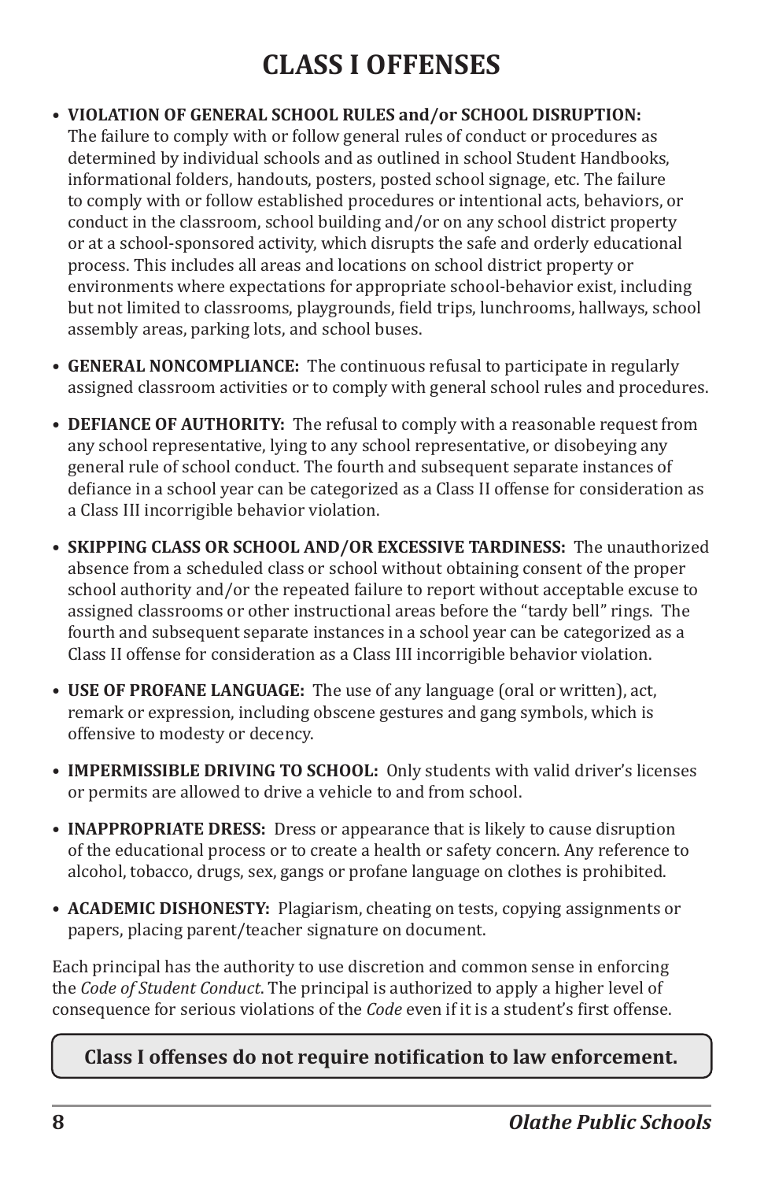# CLASS I OFFENSES

- **VIOLATION OF GENERAL SCHOOL RULES and/or SCHOOL DISRUPTION:** The failure to comply with or follow general rules of conduct or procedures as determined by individual schools and as outlined in school Student Handbooks, informational folders, handouts, posters, posted school signage, etc. The failure to comply with or follow established procedures or intentional acts, behaviors, or conduct in the classroom, school building and/or on any school district property or at a school-sponsored activity, which disrupts the safe and orderly educational process. This includes all areas and locations on school district property or environments where expectations for appropriate school-behavior exist, including but not limited to classrooms, playgrounds, field trips, lunchrooms, hallways, school assembly areas, parking lots, and school buses.

- **GENERAL NONCOMPLIANCE:** The continuous refusal to participate in regularly assigned classroom activities or to comply with general school rules and procedures.

- **DEFIANCE OF AUTHORITY:** The refusal to comply with a reasonable request from any school representative, lying to any school representative, or disobeying any general rule of school conduct. The fourth and subsequent separate instances of defiance in a school year can be categorized as a Class II offense for consideration as a Class III incorrigible behavior violation.

- **SKIPPING CLASS OR SCHOOL AND/OR EXCESSIVE TARDINESS:** The unauthorized absence from a scheduled class or school without obtaining consent of the proper school authority and/or the repeated failure to report without acceptable excuse to assigned classrooms or other instructional areas before the "tardy bell" rings. The fourth and subsequent separate instances in a school year can be categorized as a Class II offense for consideration as a Class III incorrigible behavior violation.

- **USE OF PROFANE LANGUAGE:** The use of any language (oral or written), act, remark or expression, including obscene gestures and gang symbols, which is offensive to modesty or decency.

- **IMPERMISSIBLE DRIVING TO SCHOOL:** Only students with valid driver's licenses or permits are allowed to drive a vehicle to and from school.

- **INAPPROPRIATE DRESS:** Dress or appearance that is likely to cause disruption of the educational process or to create a health or safety concern. Any reference to alcohol, tobacco, drugs, sex, gangs or profane language on clothes is prohibited.

- **ACADEMIC DISHONESTY:** Plagiarism, cheating on tests, copying assignments or papers, placing parent/teacher signature on document.

Each principal has the authority to use discretion and common sense in enforcing the *Code of Student Conduct*. The principal is authorized to apply a higher level of consequence for serious violations of the *Code* even if it is a student's first offense.

**Class I offenses do not require notification to law enforcement.**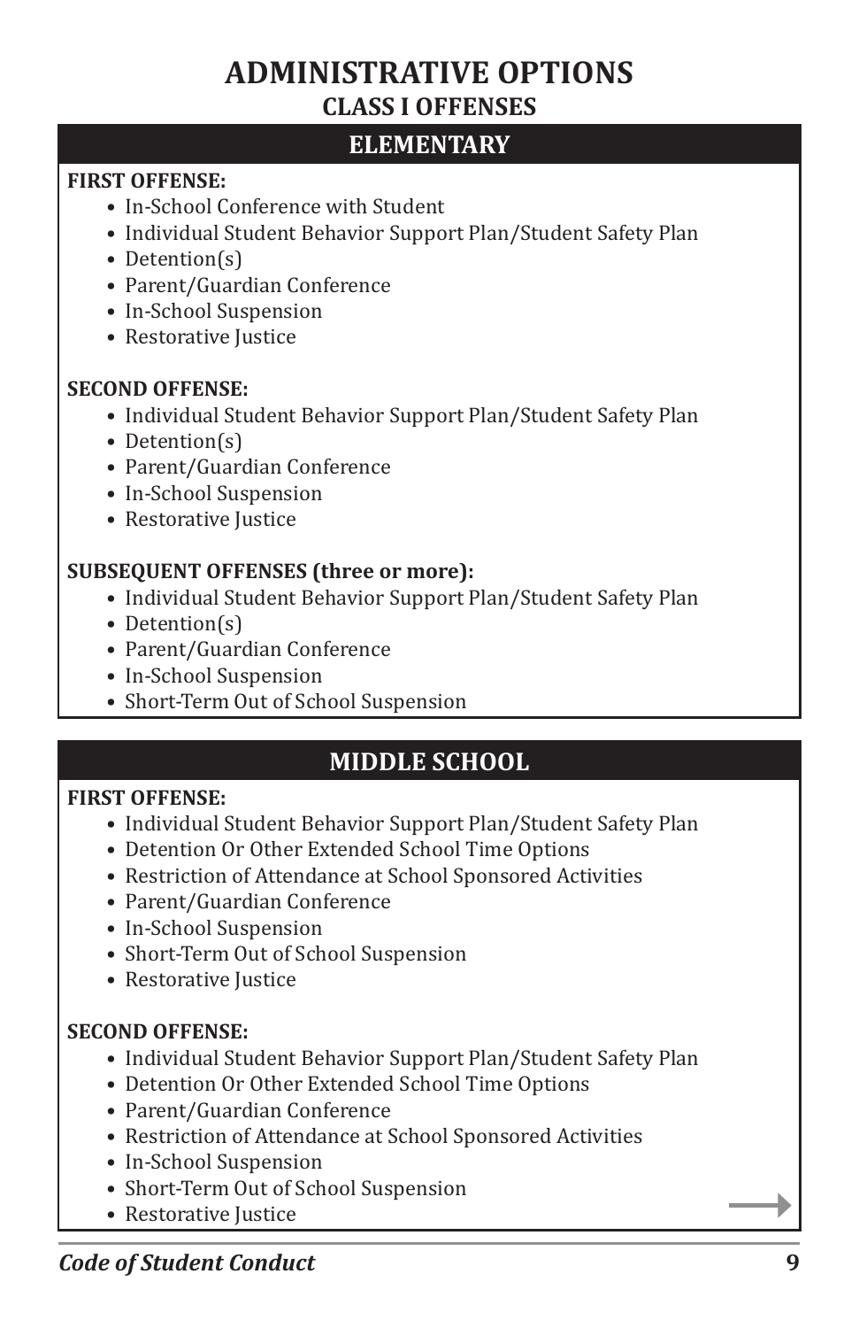# ADMINISTRATIVE OPTIONS

## CLASS I OFFENSES

### ELEMENTARY

**FIRST OFFENSE:**

- In-School Conference with Student
- Individual Student Behavior Support Plan/Student Safety Plan
- Detention(s)
- Parent/Guardian Conference
- In-School Suspension
- Restorative Justice

**SECOND OFFENSE:**

- Individual Student Behavior Support Plan/Student Safety Plan
- Detention(s)
- Parent/Guardian Conference
- In-School Suspension
- Restorative Justice

**SUBSEQUENT OFFENSES (three or more):**

- Individual Student Behavior Support Plan/Student Safety Plan
- Detention(s)
- Parent/Guardian Conference
- In-School Suspension
- Short-Term Out of School Suspension

### MIDDLE SCHOOL

**FIRST OFFENSE:**

- Individual Student Behavior Support Plan/Student Safety Plan
- Detention Or Other Extended School Time Options
- Restriction of Attendance at School Sponsored Activities
- Parent/Guardian Conference
- In-School Suspension
- Short-Term Out of School Suspension
- Restorative Justice

**SECOND OFFENSE:**

- Individual Student Behavior Support Plan/Student Safety Plan
- Detention Or Other Extended School Time Options
- Parent/Guardian Conference
- Restriction of Attendance at School Sponsored Activities
- In-School Suspension
- Short-Term Out of School Suspension
- Restorative Justice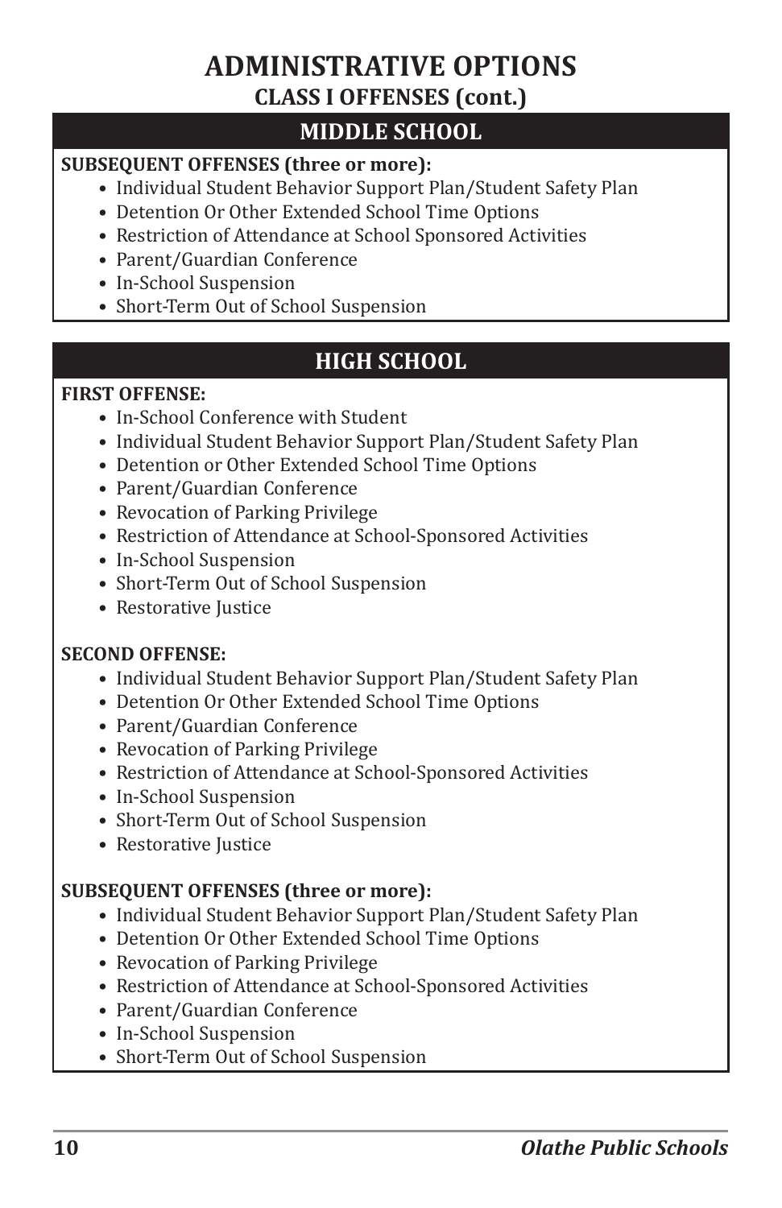# ADMINISTRATIVE OPTIONS

## CLASS I OFFENSES (cont.)

### MIDDLE SCHOOL

**SUBSEQUENT OFFENSES (three or more):**

- Individual Student Behavior Support Plan/Student Safety Plan
- Detention Or Other Extended School Time Options
- Restriction of Attendance at School Sponsored Activities
- Parent/Guardian Conference
- In-School Suspension
- Short-Term Out of School Suspension

### HIGH SCHOOL

**FIRST OFFENSE:**

- In-School Conference with Student
- Individual Student Behavior Support Plan/Student Safety Plan
- Detention or Other Extended School Time Options
- Parent/Guardian Conference
- Revocation of Parking Privilege
- Restriction of Attendance at School-Sponsored Activities
- In-School Suspension
- Short-Term Out of School Suspension
- Restorative Justice

**SECOND OFFENSE:**

- Individual Student Behavior Support Plan/Student Safety Plan
- Detention Or Other Extended School Time Options
- Parent/Guardian Conference
- Revocation of Parking Privilege
- Restriction of Attendance at School-Sponsored Activities
- In-School Suspension
- Short-Term Out of School Suspension
- Restorative Justice

**SUBSEQUENT OFFENSES (three or more):**

- Individual Student Behavior Support Plan/Student Safety Plan
- Detention Or Other Extended School Time Options
- Revocation of Parking Privilege
- Restriction of Attendance at School-Sponsored Activities
- Parent/Guardian Conference
- In-School Suspension
- Short-Term Out of School Suspension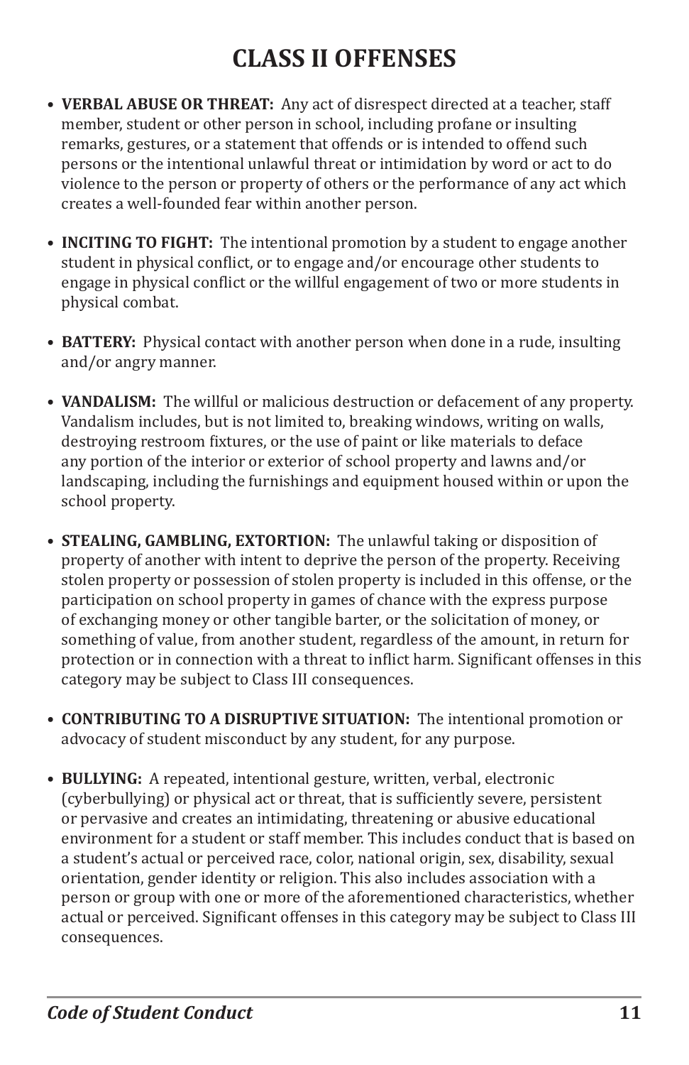# CLASS II OFFENSES

- **VERBAL ABUSE OR THREAT:** Any act of disrespect directed at a teacher, staff member, student or other person in school, including profane or insulting remarks, gestures, or a statement that offends or is intended to offend such persons or the intentional unlawful threat or intimidation by word or act to do violence to the person or property of others or the performance of any act which creates a well-founded fear within another person.

- **INCITING TO FIGHT:** The intentional promotion by a student to engage another student in physical conflict, or to engage and/or encourage other students to engage in physical conflict or the willful engagement of two or more students in physical combat.

- **BATTERY:** Physical contact with another person when done in a rude, insulting and/or angry manner.

- **VANDALISM:** The willful or malicious destruction or defacement of any property. Vandalism includes, but is not limited to, breaking windows, writing on walls, destroying restroom fixtures, or the use of paint or like materials to deface any portion of the interior or exterior of school property and lawns and/or landscaping, including the furnishings and equipment housed within or upon the school property.

- **STEALING, GAMBLING, EXTORTION:** The unlawful taking or disposition of property of another with intent to deprive the person of the property. Receiving stolen property or possession of stolen property is included in this offense, or the participation on school property in games of chance with the express purpose of exchanging money or other tangible barter, or the solicitation of money, or something of value, from another student, regardless of the amount, in return for protection or in connection with a threat to inflict harm. Significant offenses in this category may be subject to Class III consequences.

- **CONTRIBUTING TO A DISRUPTIVE SITUATION:** The intentional promotion or advocacy of student misconduct by any student, for any purpose.

- **BULLYING:** A repeated, intentional gesture, written, verbal, electronic (cyberbullying) or physical act or threat, that is sufficiently severe, persistent or pervasive and creates an intimidating, threatening or abusive educational environment for a student or staff member. This includes conduct that is based on a student's actual or perceived race, color, national origin, sex, disability, sexual orientation, gender identity or religion. This also includes association with a person or group with one or more of the aforementioned characteristics, whether actual or perceived. Significant offenses in this category may be subject to Class III consequences.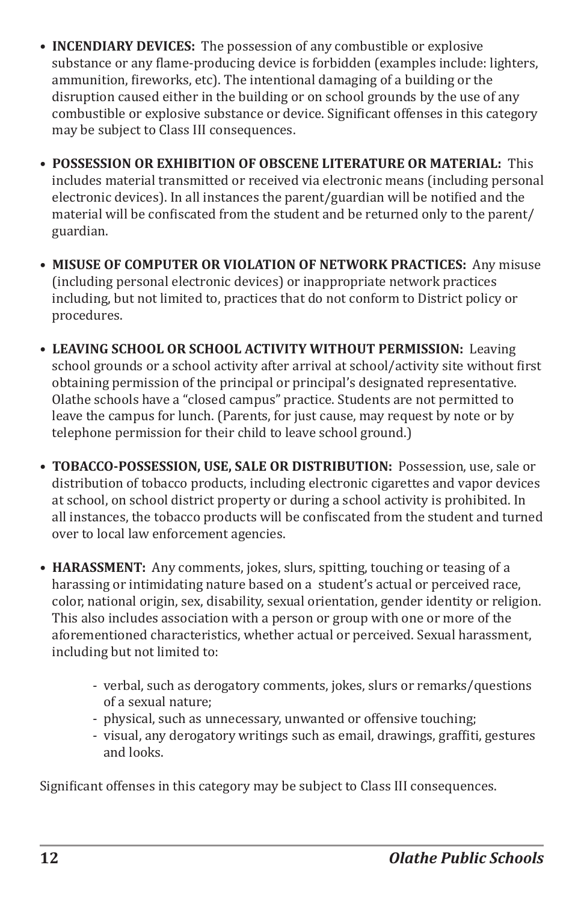- **INCENDIARY DEVICES:** The possession of any combustible or explosive substance or any flame-producing device is forbidden (examples include: lighters, ammunition, fireworks, etc). The intentional damaging of a building or the disruption caused either in the building or on school grounds by the use of any combustible or explosive substance or device. Significant offenses in this category may be subject to Class III consequences.

- **POSSESSION OR EXHIBITION OF OBSCENE LITERATURE OR MATERIAL:** This includes material transmitted or received via electronic means (including personal electronic devices). In all instances the parent/guardian will be notified and the material will be confiscated from the student and be returned only to the parent/guardian.

- **MISUSE OF COMPUTER OR VIOLATION OF NETWORK PRACTICES:** Any misuse (including personal electronic devices) or inappropriate network practices including, but not limited to, practices that do not conform to District policy or procedures.

- **LEAVING SCHOOL OR SCHOOL ACTIVITY WITHOUT PERMISSION:** Leaving school grounds or a school activity after arrival at school/activity site without first obtaining permission of the principal or principal's designated representative. Olathe schools have a "closed campus" practice. Students are not permitted to leave the campus for lunch. (Parents, for just cause, may request by note or by telephone permission for their child to leave school ground.)

- **TOBACCO-POSSESSION, USE, SALE OR DISTRIBUTION:** Possession, use, sale or distribution of tobacco products, including electronic cigarettes and vapor devices at school, on school district property or during a school activity is prohibited. In all instances, the tobacco products will be confiscated from the student and turned over to local law enforcement agencies.

- **HARASSMENT:** Any comments, jokes, slurs, spitting, touching or teasing of a harassing or intimidating nature based on a student's actual or perceived race, color, national origin, sex, disability, sexual orientation, gender identity or religion. This also includes association with a person or group with one or more of the aforementioned characteristics, whether actual or perceived. Sexual harassment, including but not limited to:

    - verbal, such as derogatory comments, jokes, slurs or remarks/questions of a sexual nature;
    - physical, such as unnecessary, unwanted or offensive touching;
    - visual, any derogatory writings such as email, drawings, graffiti, gestures and looks.

Significant offenses in this category may be subject to Class III consequences.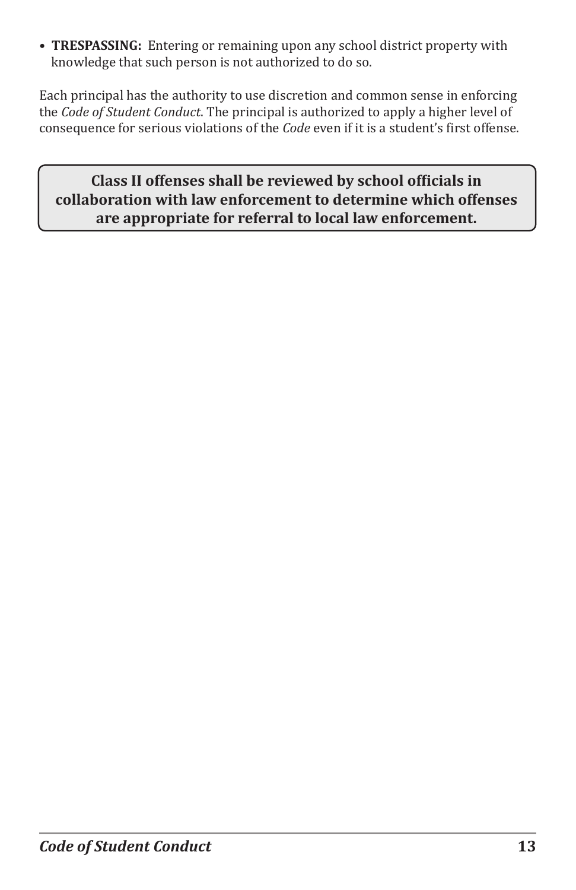- **TRESPASSING:** Entering or remaining upon any school district property with knowledge that such person is not authorized to do so.

Each principal has the authority to use discretion and common sense in enforcing the *Code of Student Conduct*. The principal is authorized to apply a higher level of consequence for serious violations of the *Code* even if it is a student's first offense.

**Class II offenses shall be reviewed by school officials in collaboration with law enforcement to determine which offenses are appropriate for referral to local law enforcement.**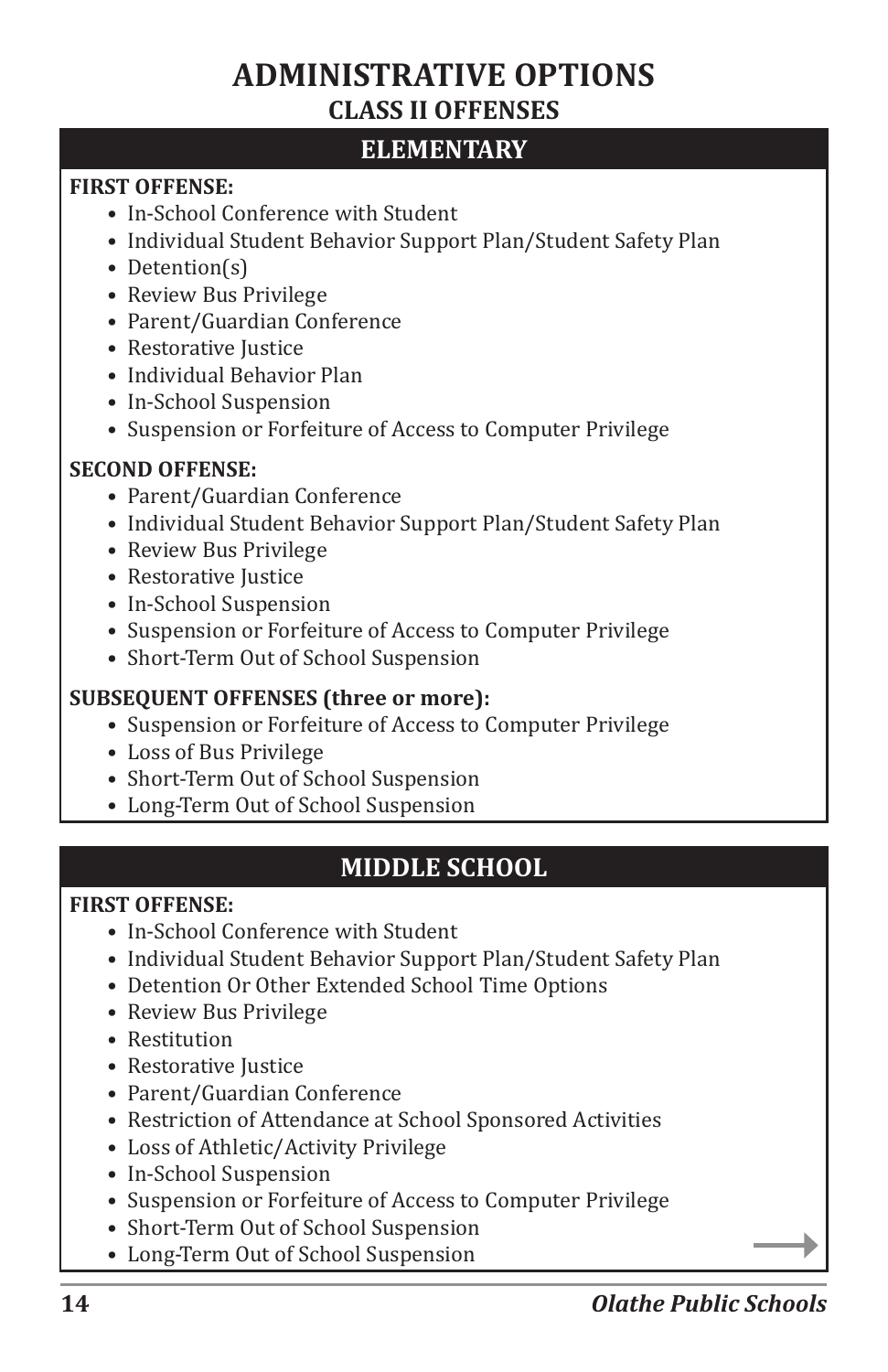# ADMINISTRATIVE OPTIONS

## CLASS II OFFENSES

### ELEMENTARY

**FIRST OFFENSE:**

- In-School Conference with Student
- Individual Student Behavior Support Plan/Student Safety Plan
- Detention(s)
- Review Bus Privilege
- Parent/Guardian Conference
- Restorative Justice
- Individual Behavior Plan
- In-School Suspension
- Suspension or Forfeiture of Access to Computer Privilege

**SECOND OFFENSE:**

- Parent/Guardian Conference
- Individual Student Behavior Support Plan/Student Safety Plan
- Review Bus Privilege
- Restorative Justice
- In-School Suspension
- Suspension or Forfeiture of Access to Computer Privilege
- Short-Term Out of School Suspension

**SUBSEQUENT OFFENSES (three or more):**

- Suspension or Forfeiture of Access to Computer Privilege
- Loss of Bus Privilege
- Short-Term Out of School Suspension
- Long-Term Out of School Suspension

### MIDDLE SCHOOL

**FIRST OFFENSE:**

- In-School Conference with Student
- Individual Student Behavior Support Plan/Student Safety Plan
- Detention Or Other Extended School Time Options
- Review Bus Privilege
- Restitution
- Restorative Justice
- Parent/Guardian Conference
- Restriction of Attendance at School Sponsored Activities
- Loss of Athletic/Activity Privilege
- In-School Suspension
- Suspension or Forfeiture of Access to Computer Privilege
- Short-Term Out of School Suspension
- Long-Term Out of School Suspension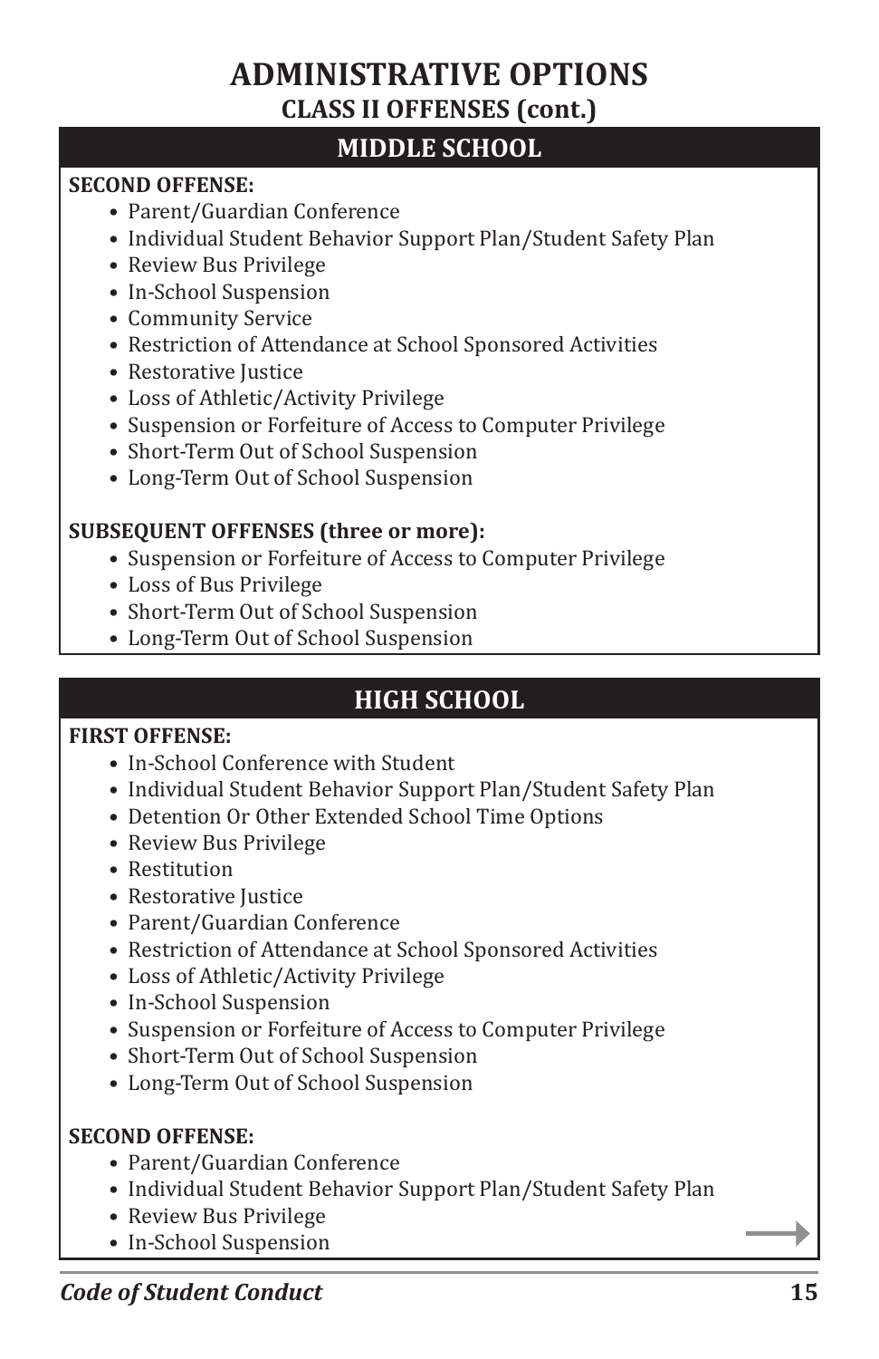# ADMINISTRATIVE OPTIONS

## CLASS II OFFENSES (cont.)

### MIDDLE SCHOOL

**SECOND OFFENSE:**

- Parent/Guardian Conference
- Individual Student Behavior Support Plan/Student Safety Plan
- Review Bus Privilege
- In-School Suspension
- Community Service
- Restriction of Attendance at School Sponsored Activities
- Restorative Justice
- Loss of Athletic/Activity Privilege
- Suspension or Forfeiture of Access to Computer Privilege
- Short-Term Out of School Suspension
- Long-Term Out of School Suspension

**SUBSEQUENT OFFENSES (three or more):**

- Suspension or Forfeiture of Access to Computer Privilege
- Loss of Bus Privilege
- Short-Term Out of School Suspension
- Long-Term Out of School Suspension

### HIGH SCHOOL

**FIRST OFFENSE:**

- In-School Conference with Student
- Individual Student Behavior Support Plan/Student Safety Plan
- Detention Or Other Extended School Time Options
- Review Bus Privilege
- Restitution
- Restorative Justice
- Parent/Guardian Conference
- Restriction of Attendance at School Sponsored Activities
- Loss of Athletic/Activity Privilege
- In-School Suspension
- Suspension or Forfeiture of Access to Computer Privilege
- Short-Term Out of School Suspension
- Long-Term Out of School Suspension

**SECOND OFFENSE:**

- Parent/Guardian Conference
- Individual Student Behavior Support Plan/Student Safety Plan
- Review Bus Privilege
- In-School Suspension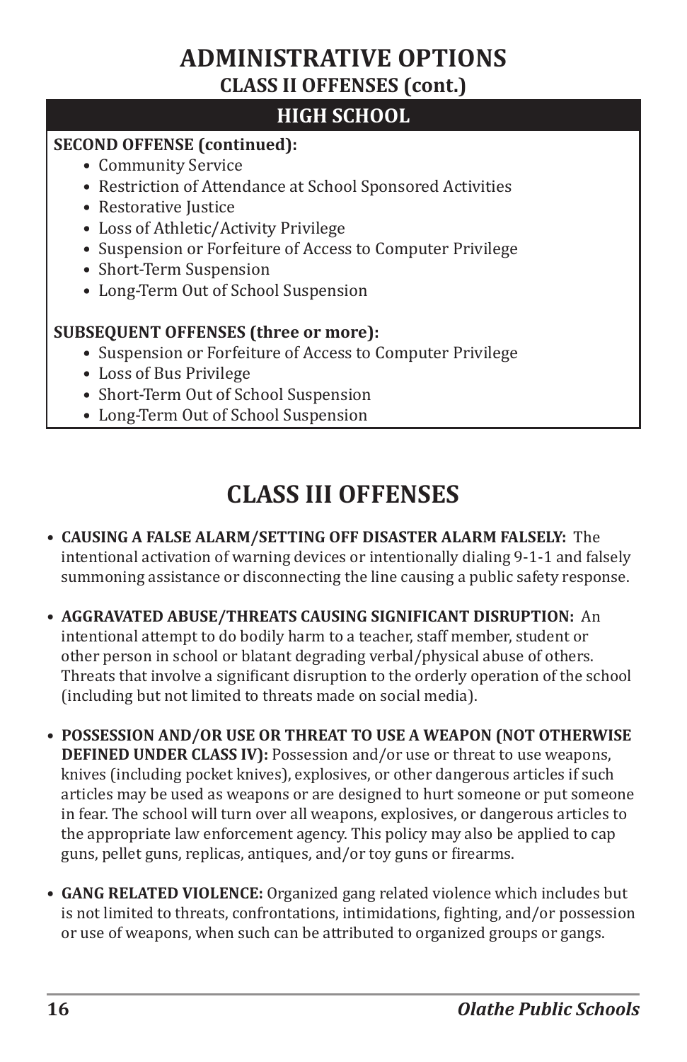# ADMINISTRATIVE OPTIONS
## CLASS II OFFENSES (cont.)

### HIGH SCHOOL

**SECOND OFFENSE (continued):**

- Community Service
- Restriction of Attendance at School Sponsored Activities
- Restorative Justice
- Loss of Athletic/Activity Privilege
- Suspension or Forfeiture of Access to Computer Privilege
- Short-Term Suspension
- Long-Term Out of School Suspension

**SUBSEQUENT OFFENSES (three or more):**

- Suspension or Forfeiture of Access to Computer Privilege
- Loss of Bus Privilege
- Short-Term Out of School Suspension
- Long-Term Out of School Suspension

# CLASS III OFFENSES

- **CAUSING A FALSE ALARM/SETTING OFF DISASTER ALARM FALSELY:** The intentional activation of warning devices or intentionally dialing 9-1-1 and falsely summoning assistance or disconnecting the line causing a public safety response.

- **AGGRAVATED ABUSE/THREATS CAUSING SIGNIFICANT DISRUPTION:** An intentional attempt to do bodily harm to a teacher, staff member, student or other person in school or blatant degrading verbal/physical abuse of others. Threats that involve a significant disruption to the orderly operation of the school (including but not limited to threats made on social media).

- **POSSESSION AND/OR USE OR THREAT TO USE A WEAPON (NOT OTHERWISE DEFINED UNDER CLASS IV):** Possession and/or use or threat to use weapons, knives (including pocket knives), explosives, or other dangerous articles if such articles may be used as weapons or are designed to hurt someone or put someone in fear. The school will turn over all weapons, explosives, or dangerous articles to the appropriate law enforcement agency. This policy may also be applied to cap guns, pellet guns, replicas, antiques, and/or toy guns or firearms.

- **GANG RELATED VIOLENCE:** Organized gang related violence which includes but is not limited to threats, confrontations, intimidations, fighting, and/or possession or use of weapons, when such can be attributed to organized groups or gangs.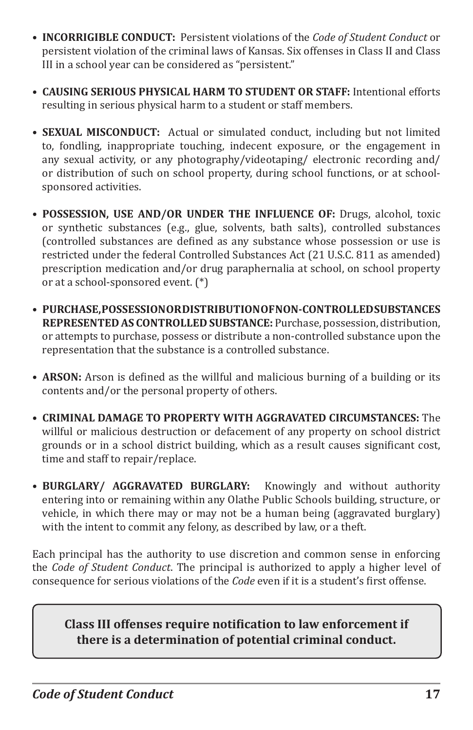- **INCORRIGIBLE CONDUCT:** Persistent violations of the *Code of Student Conduct* or persistent violation of the criminal laws of Kansas. Six offenses in Class II and Class III in a school year can be considered as "persistent."

- **CAUSING SERIOUS PHYSICAL HARM TO STUDENT OR STAFF:** Intentional efforts resulting in serious physical harm to a student or staff members.

- **SEXUAL MISCONDUCT:** Actual or simulated conduct, including but not limited to, fondling, inappropriate touching, indecent exposure, or the engagement in any sexual activity, or any photography/videotaping/ electronic recording and/ or distribution of such on school property, during school functions, or at school-sponsored activities.

- **POSSESSION, USE AND/OR UNDER THE INFLUENCE OF:** Drugs, alcohol, toxic or synthetic substances (e.g., glue, solvents, bath salts), controlled substances (controlled substances are defined as any substance whose possession or use is restricted under the federal Controlled Substances Act (21 U.S.C. 811 as amended) prescription medication and/or drug paraphernalia at school, on school property or at a school-sponsored event. (*)

- **PURCHASE, POSSESSION OR DISTRIBUTION OF NON-CONTROLLED SUBSTANCES REPRESENTED AS CONTROLLED SUBSTANCE:** Purchase, possession, distribution, or attempts to purchase, possess or distribute a non-controlled substance upon the representation that the substance is a controlled substance.

- **ARSON:** Arson is defined as the willful and malicious burning of a building or its contents and/or the personal property of others.

- **CRIMINAL DAMAGE TO PROPERTY WITH AGGRAVATED CIRCUMSTANCES:** The willful or malicious destruction or defacement of any property on school district grounds or in a school district building, which as a result causes significant cost, time and staff to repair/replace.

- **BURGLARY/ AGGRAVATED BURGLARY:** Knowingly and without authority entering into or remaining within any Olathe Public Schools building, structure, or vehicle, in which there may or may not be a human being (aggravated burglary) with the intent to commit any felony, as described by law, or a theft.

Each principal has the authority to use discretion and common sense in enforcing the *Code of Student Conduct*. The principal is authorized to apply a higher level of consequence for serious violations of the *Code* even if it is a student's first offense.

**Class III offenses require notification to law enforcement if there is a determination of potential criminal conduct.**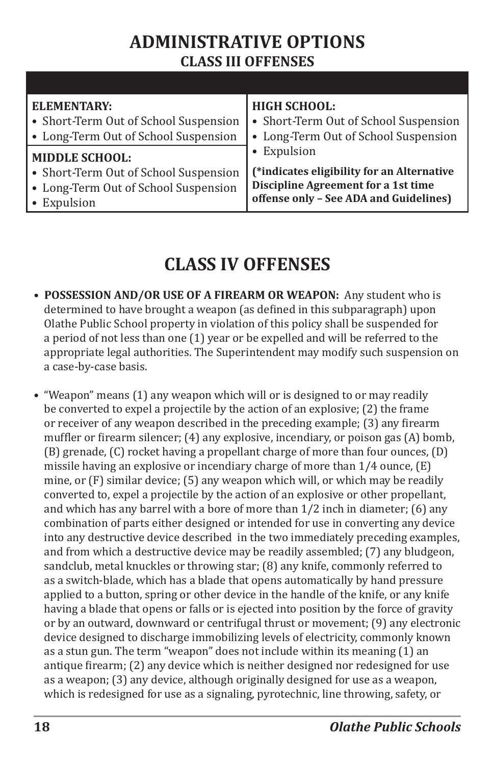## ADMINISTRATIVE OPTIONS
### CLASS III OFFENSES

| | |
|---|---|
| **ELEMENTARY:**<br>• Short-Term Out of School Suspension<br>• Long-Term Out of School Suspension | **HIGH SCHOOL:**<br>• Short-Term Out of School Suspension<br>• Long-Term Out of School Suspension<br>• Expulsion |
| **MIDDLE SCHOOL:**<br>• Short-Term Out of School Suspension<br>• Long-Term Out of School Suspension<br>• Expulsion | **(*indicates eligibility for an Alternative Discipline Agreement for a 1st time offense only – See ADA and Guidelines)** |

## CLASS IV OFFENSES

- **POSSESSION AND/OR USE OF A FIREARM OR WEAPON:** Any student who is determined to have brought a weapon (as defined in this subparagraph) upon Olathe Public School property in violation of this policy shall be suspended for a period of not less than one (1) year or be expelled and will be referred to the appropriate legal authorities. The Superintendent may modify such suspension on a case-by-case basis.

- "Weapon" means (1) any weapon which will or is designed to or may readily be converted to expel a projectile by the action of an explosive; (2) the frame or receiver of any weapon described in the preceding example; (3) any firearm muffler or firearm silencer; (4) any explosive, incendiary, or poison gas (A) bomb, (B) grenade, (C) rocket having a propellant charge of more than four ounces, (D) missile having an explosive or incendiary charge of more than 1/4 ounce, (E) mine, or (F) similar device; (5) any weapon which will, or which may be readily converted to, expel a projectile by the action of an explosive or other propellant, and which has any barrel with a bore of more than 1/2 inch in diameter; (6) any combination of parts either designed or intended for use in converting any device into any destructive device described in the two immediately preceding examples, and from which a destructive device may be readily assembled; (7) any bludgeon, sandclub, metal knuckles or throwing star; (8) any knife, commonly referred to as a switch-blade, which has a blade that opens automatically by hand pressure applied to a button, spring or other device in the handle of the knife, or any knife having a blade that opens or falls or is ejected into position by the force of gravity or by an outward, downward or centrifugal thrust or movement; (9) any electronic device designed to discharge immobilizing levels of electricity, commonly known as a stun gun. The term "weapon" does not include within its meaning (1) an antique firearm; (2) any device which is neither designed nor redesigned for use as a weapon; (3) any device, although originally designed for use as a weapon, which is redesigned for use as a signaling, pyrotechnic, line throwing, safety, or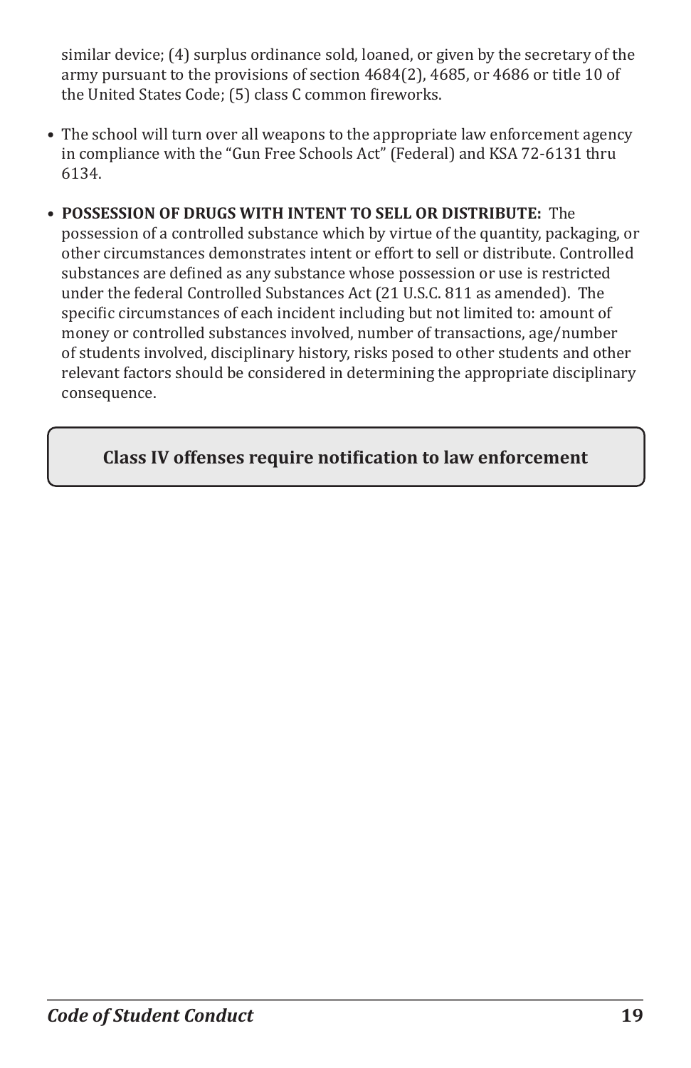similar device; (4) surplus ordinance sold, loaned, or given by the secretary of the army pursuant to the provisions of section 4684(2), 4685, or 4686 or title 10 of the United States Code; (5) class C common fireworks.

- The school will turn over all weapons to the appropriate law enforcement agency in compliance with the "Gun Free Schools Act" (Federal) and KSA 72-6131 thru 6134.

- **POSSESSION OF DRUGS WITH INTENT TO SELL OR DISTRIBUTE:** The possession of a controlled substance which by virtue of the quantity, packaging, or other circumstances demonstrates intent or effort to sell or distribute. Controlled substances are defined as any substance whose possession or use is restricted under the federal Controlled Substances Act (21 U.S.C. 811 as amended). The specific circumstances of each incident including but not limited to: amount of money or controlled substances involved, number of transactions, age/number of students involved, disciplinary history, risks posed to other students and other relevant factors should be considered in determining the appropriate disciplinary consequence.

**Class IV offenses require notification to law enforcement**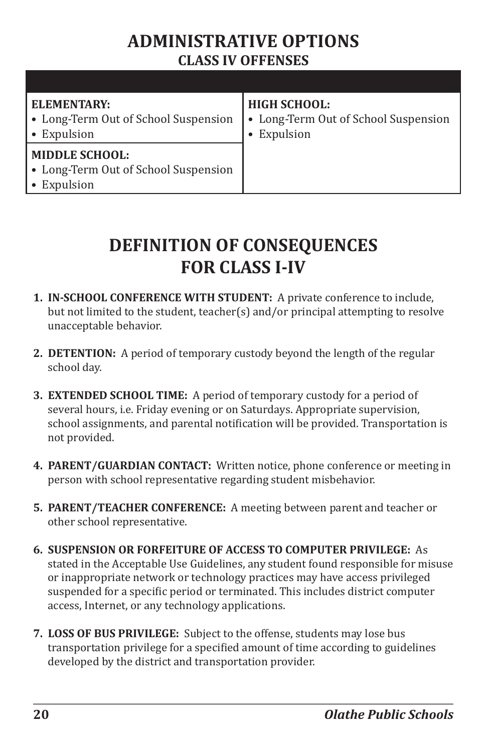## ADMINISTRATIVE OPTIONS

### CLASS IV OFFENSES

| | |
|---|---|
| **ELEMENTARY:**<br>• Long-Term Out of School Suspension<br>• Expulsion | **HIGH SCHOOL:**<br>• Long-Term Out of School Suspension<br>• Expulsion |
| **MIDDLE SCHOOL:**<br>• Long-Term Out of School Suspension<br>• Expulsion | |

## DEFINITION OF CONSEQUENCES FOR CLASS I-IV

1. **IN-SCHOOL CONFERENCE WITH STUDENT:** A private conference to include, but not limited to the student, teacher(s) and/or principal attempting to resolve unacceptable behavior.

2. **DETENTION:** A period of temporary custody beyond the length of the regular school day.

3. **EXTENDED SCHOOL TIME:** A period of temporary custody for a period of several hours, i.e. Friday evening or on Saturdays. Appropriate supervision, school assignments, and parental notification will be provided. Transportation is not provided.

4. **PARENT/GUARDIAN CONTACT:** Written notice, phone conference or meeting in person with school representative regarding student misbehavior.

5. **PARENT/TEACHER CONFERENCE:** A meeting between parent and teacher or other school representative.

6. **SUSPENSION OR FORFEITURE OF ACCESS TO COMPUTER PRIVILEGE:** As stated in the Acceptable Use Guidelines, any student found responsible for misuse or inappropriate network or technology practices may have access privileged suspended for a specific period or terminated. This includes district computer access, Internet, or any technology applications.

7. **LOSS OF BUS PRIVILEGE:** Subject to the offense, students may lose bus transportation privilege for a specified amount of time according to guidelines developed by the district and transportation provider.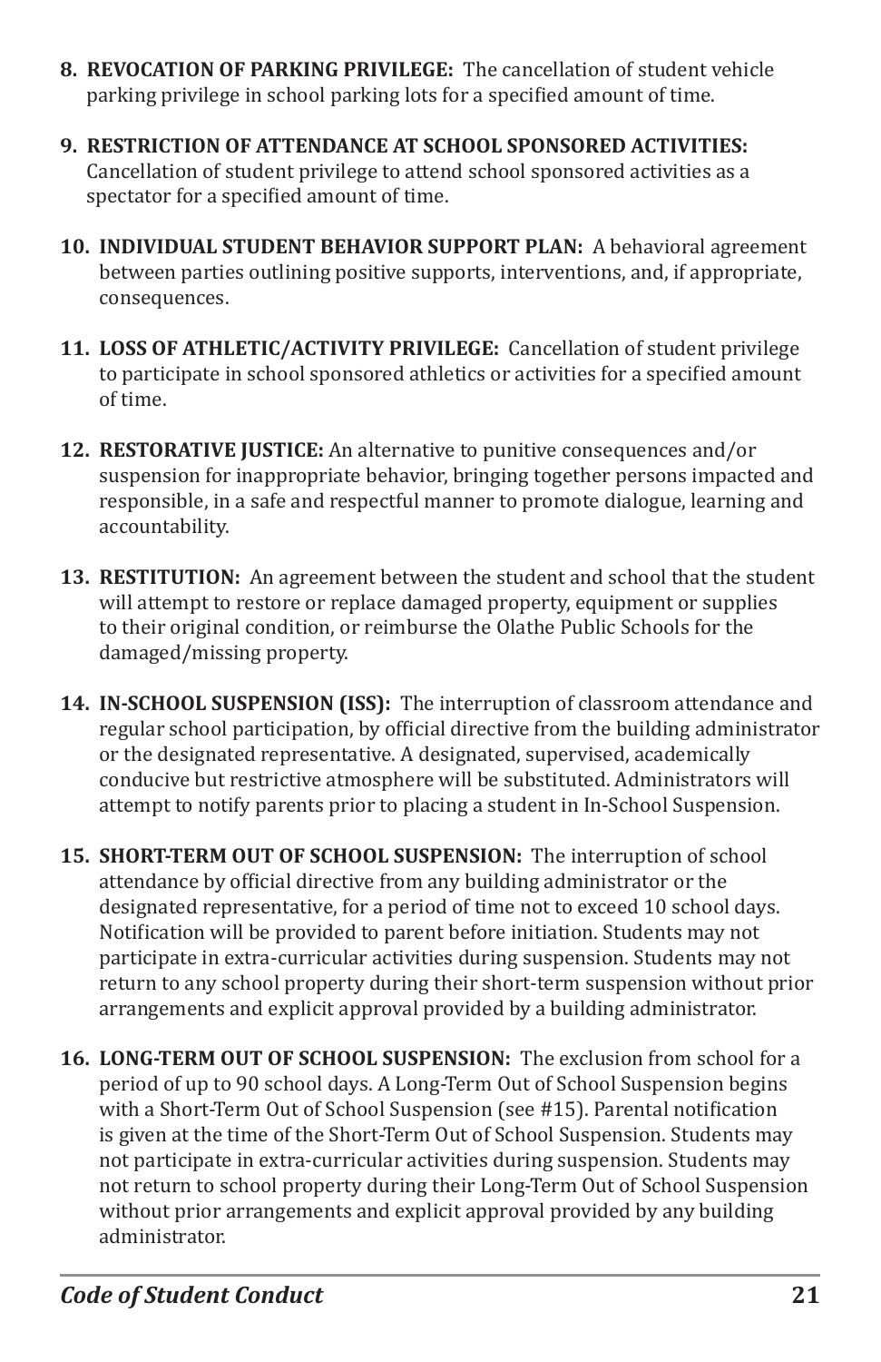8. **REVOCATION OF PARKING PRIVILEGE:** The cancellation of student vehicle parking privilege in school parking lots for a specified amount of time.

9. **RESTRICTION OF ATTENDANCE AT SCHOOL SPONSORED ACTIVITIES:** Cancellation of student privilege to attend school sponsored activities as a spectator for a specified amount of time.

10. **INDIVIDUAL STUDENT BEHAVIOR SUPPORT PLAN:** A behavioral agreement between parties outlining positive supports, interventions, and, if appropriate, consequences.

11. **LOSS OF ATHLETIC/ACTIVITY PRIVILEGE:** Cancellation of student privilege to participate in school sponsored athletics or activities for a specified amount of time.

12. **RESTORATIVE JUSTICE:** An alternative to punitive consequences and/or suspension for inappropriate behavior, bringing together persons impacted and responsible, in a safe and respectful manner to promote dialogue, learning and accountability.

13. **RESTITUTION:** An agreement between the student and school that the student will attempt to restore or replace damaged property, equipment or supplies to their original condition, or reimburse the Olathe Public Schools for the damaged/missing property.

14. **IN-SCHOOL SUSPENSION (ISS):** The interruption of classroom attendance and regular school participation, by official directive from the building administrator or the designated representative. A designated, supervised, academically conducive but restrictive atmosphere will be substituted. Administrators will attempt to notify parents prior to placing a student in In-School Suspension.

15. **SHORT-TERM OUT OF SCHOOL SUSPENSION:** The interruption of school attendance by official directive from any building administrator or the designated representative, for a period of time not to exceed 10 school days. Notification will be provided to parent before initiation. Students may not participate in extra-curricular activities during suspension. Students may not return to any school property during their short-term suspension without prior arrangements and explicit approval provided by a building administrator.

16. **LONG-TERM OUT OF SCHOOL SUSPENSION:** The exclusion from school for a period of up to 90 school days. A Long-Term Out of School Suspension begins with a Short-Term Out of School Suspension (see #15). Parental notification is given at the time of the Short-Term Out of School Suspension. Students may not participate in extra-curricular activities during suspension. Students may not return to school property during their Long-Term Out of School Suspension without prior arrangements and explicit approval provided by any building administrator.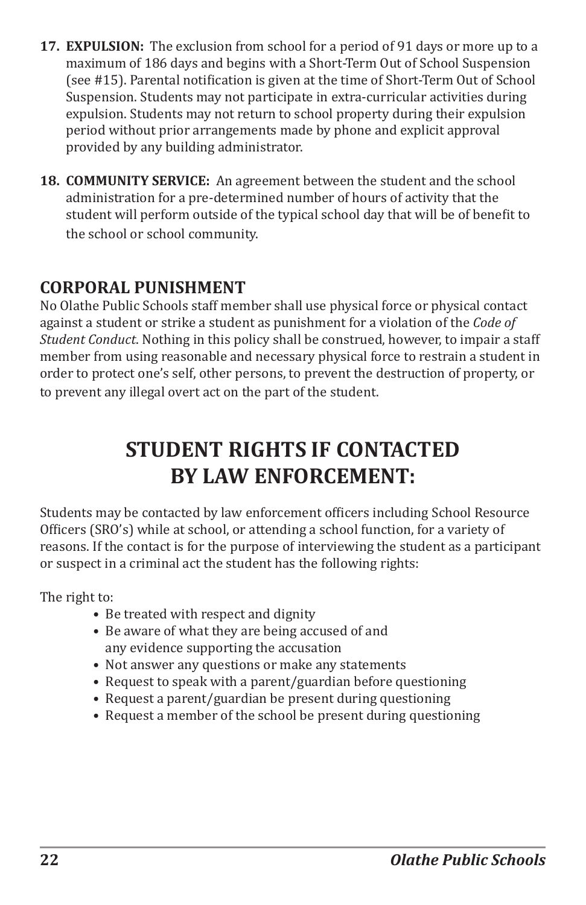17. **EXPULSION:** The exclusion from school for a period of 91 days or more up to a maximum of 186 days and begins with a Short-Term Out of School Suspension (see #15). Parental notification is given at the time of Short-Term Out of School Suspension. Students may not participate in extra-curricular activities during expulsion. Students may not return to school property during their expulsion period without prior arrangements made by phone and explicit approval provided by any building administrator.

18. **COMMUNITY SERVICE:** An agreement between the student and the school administration for a pre-determined number of hours of activity that the student will perform outside of the typical school day that will be of benefit to the school or school community.

## CORPORAL PUNISHMENT

No Olathe Public Schools staff member shall use physical force or physical contact against a student or strike a student as punishment for a violation of the *Code of Student Conduct*. Nothing in this policy shall be construed, however, to impair a staff member from using reasonable and necessary physical force to restrain a student in order to protect one's self, other persons, to prevent the destruction of property, or to prevent any illegal overt act on the part of the student.

# STUDENT RIGHTS IF CONTACTED BY LAW ENFORCEMENT:

Students may be contacted by law enforcement officers including School Resource Officers (SRO's) while at school, or attending a school function, for a variety of reasons. If the contact is for the purpose of interviewing the student as a participant or suspect in a criminal act the student has the following rights:

The right to:

- Be treated with respect and dignity
- Be aware of what they are being accused of and any evidence supporting the accusation
- Not answer any questions or make any statements
- Request to speak with a parent/guardian before questioning
- Request a parent/guardian be present during questioning
- Request a member of the school be present during questioning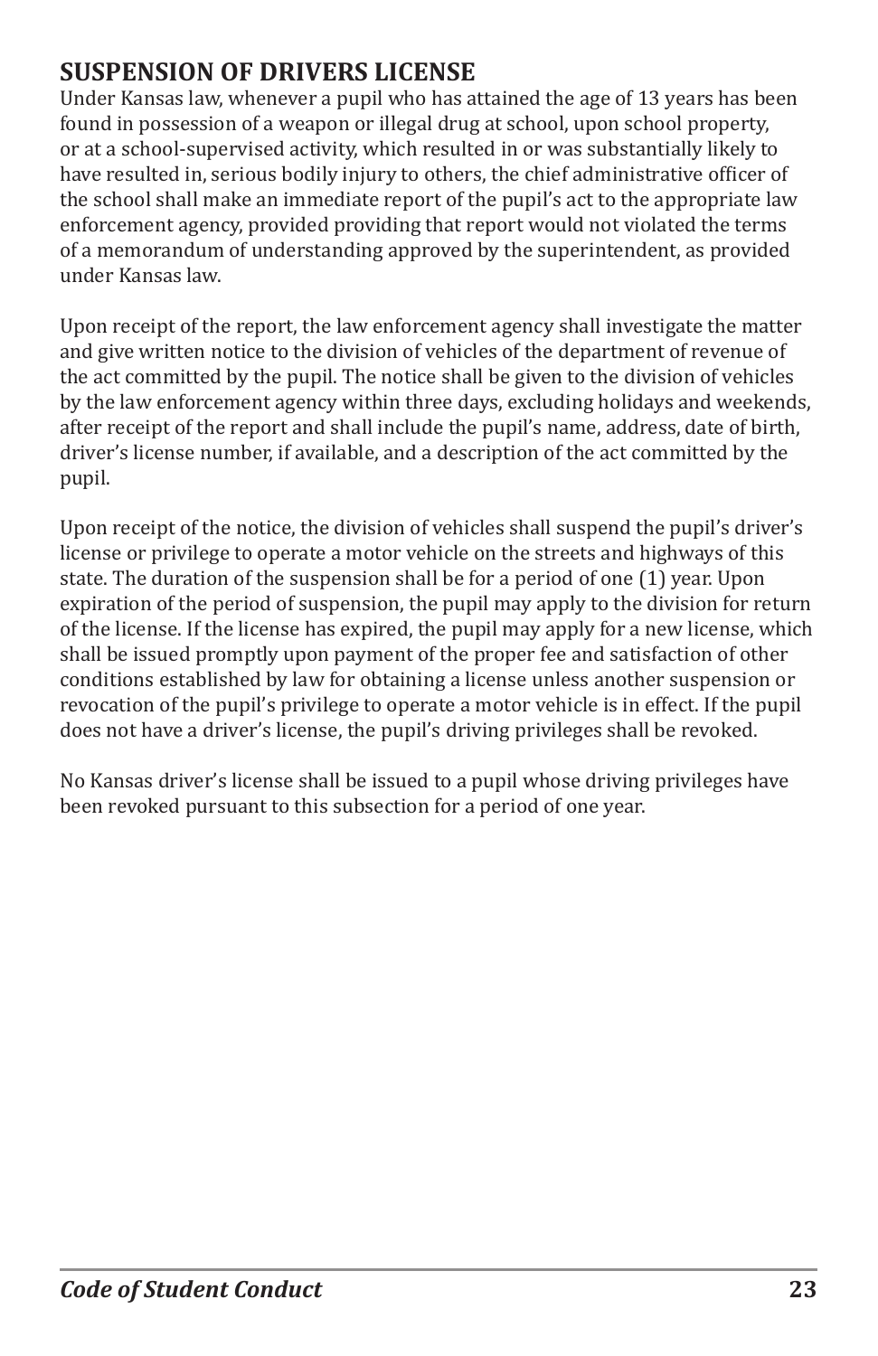## SUSPENSION OF DRIVERS LICENSE

Under Kansas law, whenever a pupil who has attained the age of 13 years has been found in possession of a weapon or illegal drug at school, upon school property, or at a school-supervised activity, which resulted in or was substantially likely to have resulted in, serious bodily injury to others, the chief administrative officer of the school shall make an immediate report of the pupil's act to the appropriate law enforcement agency, provided providing that report would not violated the terms of a memorandum of understanding approved by the superintendent, as provided under Kansas law.

Upon receipt of the report, the law enforcement agency shall investigate the matter and give written notice to the division of vehicles of the department of revenue of the act committed by the pupil. The notice shall be given to the division of vehicles by the law enforcement agency within three days, excluding holidays and weekends, after receipt of the report and shall include the pupil's name, address, date of birth, driver's license number, if available, and a description of the act committed by the pupil.

Upon receipt of the notice, the division of vehicles shall suspend the pupil's driver's license or privilege to operate a motor vehicle on the streets and highways of this state. The duration of the suspension shall be for a period of one (1) year. Upon expiration of the period of suspension, the pupil may apply to the division for return of the license. If the license has expired, the pupil may apply for a new license, which shall be issued promptly upon payment of the proper fee and satisfaction of other conditions established by law for obtaining a license unless another suspension or revocation of the pupil's privilege to operate a motor vehicle is in effect. If the pupil does not have a driver's license, the pupil's driving privileges shall be revoked.

No Kansas driver's license shall be issued to a pupil whose driving privileges have been revoked pursuant to this subsection for a period of one year.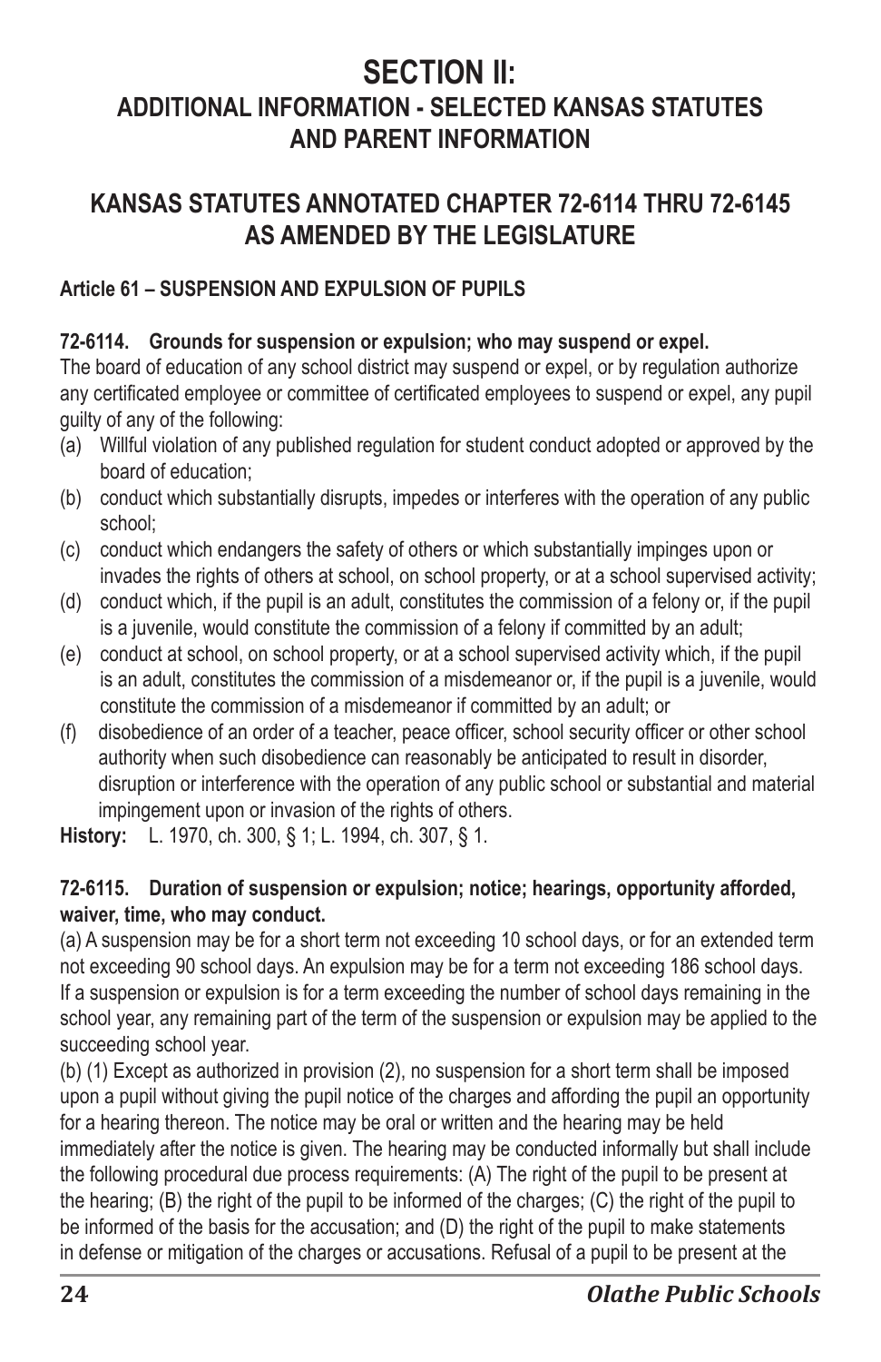# SECTION II:

## ADDITIONAL INFORMATION - SELECTED KANSAS STATUTES AND PARENT INFORMATION

## KANSAS STATUTES ANNOTATED CHAPTER 72-6114 THRU 72-6145 AS AMENDED BY THE LEGISLATURE

### Article 61 – SUSPENSION AND EXPULSION OF PUPILS

**72-6114. Grounds for suspension or expulsion; who may suspend or expel.**

The board of education of any school district may suspend or expel, or by regulation authorize any certificated employee or committee of certificated employees to suspend or expel, any pupil guilty of any of the following:

(a) Willful violation of any published regulation for student conduct adopted or approved by the board of education;

(b) conduct which substantially disrupts, impedes or interferes with the operation of any public school;

(c) conduct which endangers the safety of others or which substantially impinges upon or invades the rights of others at school, on school property, or at a school supervised activity;

(d) conduct which, if the pupil is an adult, constitutes the commission of a felony or, if the pupil is a juvenile, would constitute the commission of a felony if committed by an adult;

(e) conduct at school, on school property, or at a school supervised activity which, if the pupil is an adult, constitutes the commission of a misdemeanor or, if the pupil is a juvenile, would constitute the commission of a misdemeanor if committed by an adult; or

(f) disobedience of an order of a teacher, peace officer, school security officer or other school authority when such disobedience can reasonably be anticipated to result in disorder, disruption or interference with the operation of any public school or substantial and material impingement upon or invasion of the rights of others.

**History:** L. 1970, ch. 300, § 1; L. 1994, ch. 307, § 1.

**72-6115. Duration of suspension or expulsion; notice; hearings, opportunity afforded, waiver, time, who may conduct.**

(a) A suspension may be for a short term not exceeding 10 school days, or for an extended term not exceeding 90 school days. An expulsion may be for a term not exceeding 186 school days. If a suspension or expulsion is for a term exceeding the number of school days remaining in the school year, any remaining part of the term of the suspension or expulsion may be applied to the succeeding school year.

(b) (1) Except as authorized in provision (2), no suspension for a short term shall be imposed upon a pupil without giving the pupil notice of the charges and affording the pupil an opportunity for a hearing thereon. The notice may be oral or written and the hearing may be held immediately after the notice is given. The hearing may be conducted informally but shall include the following procedural due process requirements: (A) The right of the pupil to be present at the hearing; (B) the right of the pupil to be informed of the charges; (C) the right of the pupil to be informed of the basis for the accusation; and (D) the right of the pupil to make statements in defense or mitigation of the charges or accusations. Refusal of a pupil to be present at the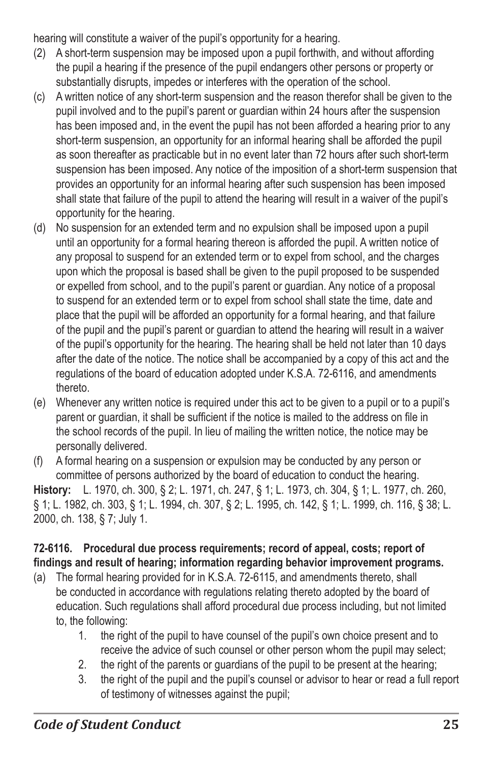hearing will constitute a waiver of the pupil's opportunity for a hearing.

(2) A short-term suspension may be imposed upon a pupil forthwith, and without affording the pupil a hearing if the presence of the pupil endangers other persons or property or substantially disrupts, impedes or interferes with the operation of the school.

(c) A written notice of any short-term suspension and the reason therefor shall be given to the pupil involved and to the pupil's parent or guardian within 24 hours after the suspension has been imposed and, in the event the pupil has not been afforded a hearing prior to any short-term suspension, an opportunity for an informal hearing shall be afforded the pupil as soon thereafter as practicable but in no event later than 72 hours after such short-term suspension has been imposed. Any notice of the imposition of a short-term suspension that provides an opportunity for an informal hearing after such suspension has been imposed shall state that failure of the pupil to attend the hearing will result in a waiver of the pupil's opportunity for the hearing.

(d) No suspension for an extended term and no expulsion shall be imposed upon a pupil until an opportunity for a formal hearing thereon is afforded the pupil. A written notice of any proposal to suspend for an extended term or to expel from school, and the charges upon which the proposal is based shall be given to the pupil proposed to be suspended or expelled from school, and to the pupil's parent or guardian. Any notice of a proposal to suspend for an extended term or to expel from school shall state the time, date and place that the pupil will be afforded an opportunity for a formal hearing, and that failure of the pupil and the pupil's parent or guardian to attend the hearing will result in a waiver of the pupil's opportunity for the hearing. The hearing shall be held not later than 10 days after the date of the notice. The notice shall be accompanied by a copy of this act and the regulations of the board of education adopted under K.S.A. 72-6116, and amendments thereto.

(e) Whenever any written notice is required under this act to be given to a pupil or to a pupil's parent or guardian, it shall be sufficient if the notice is mailed to the address on file in the school records of the pupil. In lieu of mailing the written notice, the notice may be personally delivered.

(f) A formal hearing on a suspension or expulsion may be conducted by any person or committee of persons authorized by the board of education to conduct the hearing.

**History:** L. 1970, ch. 300, § 2; L. 1971, ch. 247, § 1; L. 1973, ch. 304, § 1; L. 1977, ch. 260, § 1; L. 1982, ch. 303, § 1; L. 1994, ch. 307, § 2; L. 1995, ch. 142, § 1; L. 1999, ch. 116, § 38; L. 2000, ch. 138, § 7; July 1.

**72-6116. Procedural due process requirements; record of appeal, costs; report of findings and result of hearing; information regarding behavior improvement programs.**

(a) The formal hearing provided for in K.S.A. 72-6115, and amendments thereto, shall be conducted in accordance with regulations relating thereto adopted by the board of education. Such regulations shall afford procedural due process including, but not limited to, the following:
    1. the right of the pupil to have counsel of the pupil's own choice present and to receive the advice of such counsel or other person whom the pupil may select;
    2. the right of the parents or guardians of the pupil to be present at the hearing;
    3. the right of the pupil and the pupil's counsel or advisor to hear or read a full report of testimony of witnesses against the pupil;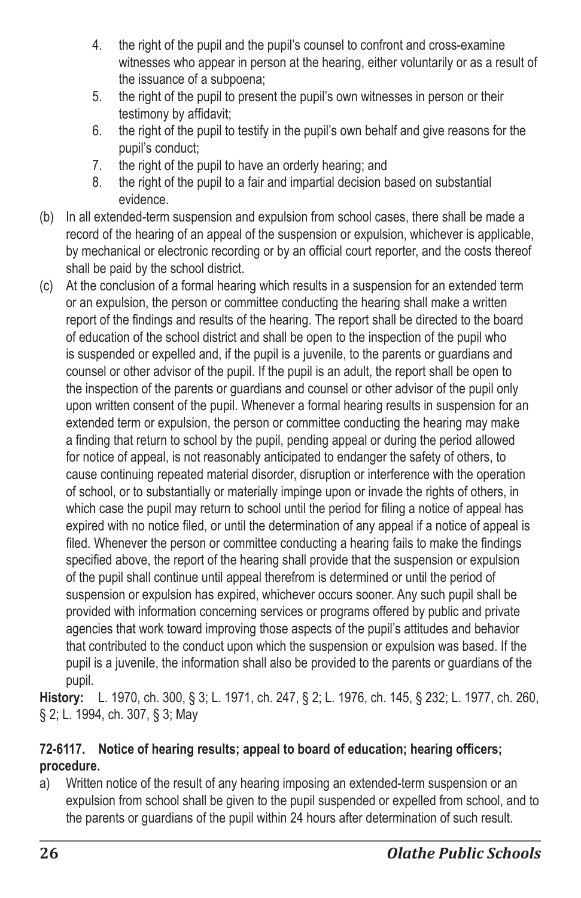4. the right of the pupil and the pupil's counsel to confront and cross-examine witnesses who appear in person at the hearing, either voluntarily or as a result of the issuance of a subpoena;
5. the right of the pupil to present the pupil's own witnesses in person or their testimony by affidavit;
6. the right of the pupil to testify in the pupil's own behalf and give reasons for the pupil's conduct;
7. the right of the pupil to have an orderly hearing; and
8. the right of the pupil to a fair and impartial decision based on substantial evidence.

(b) In all extended-term suspension and expulsion from school cases, there shall be made a record of the hearing of an appeal of the suspension or expulsion, whichever is applicable, by mechanical or electronic recording or by an official court reporter, and the costs thereof shall be paid by the school district.

(c) At the conclusion of a formal hearing which results in a suspension for an extended term or an expulsion, the person or committee conducting the hearing shall make a written report of the findings and results of the hearing. The report shall be directed to the board of education of the school district and shall be open to the inspection of the pupil who is suspended or expelled and, if the pupil is a juvenile, to the parents or guardians and counsel or other advisor of the pupil. If the pupil is an adult, the report shall be open to the inspection of the parents or guardians and counsel or other advisor of the pupil only upon written consent of the pupil. Whenever a formal hearing results in suspension for an extended term or expulsion, the person or committee conducting the hearing may make a finding that return to school by the pupil, pending appeal or during the period allowed for notice of appeal, is not reasonably anticipated to endanger the safety of others, to cause continuing repeated material disorder, disruption or interference with the operation of school, or to substantially or materially impinge upon or invade the rights of others, in which case the pupil may return to school until the period for filing a notice of appeal has expired with no notice filed, or until the determination of any appeal if a notice of appeal is filed. Whenever the person or committee conducting a hearing fails to make the findings specified above, the report of the hearing shall provide that the suspension or expulsion of the pupil shall continue until appeal therefrom is determined or until the period of suspension or expulsion has expired, whichever occurs sooner. Any such pupil shall be provided with information concerning services or programs offered by public and private agencies that work toward improving those aspects of the pupil's attitudes and behavior that contributed to the conduct upon which the suspension or expulsion was based. If the pupil is a juvenile, the information shall also be provided to the parents or guardians of the pupil.

**History:** L. 1970, ch. 300, § 3; L. 1971, ch. 247, § 2; L. 1976, ch. 145, § 232; L. 1977, ch. 260, § 2; L. 1994, ch. 307, § 3; May

**72-6117. Notice of hearing results; appeal to board of education; hearing officers; procedure.**

a) Written notice of the result of any hearing imposing an extended-term suspension or an expulsion from school shall be given to the pupil suspended or expelled from school, and to the parents or guardians of the pupil within 24 hours after determination of such result.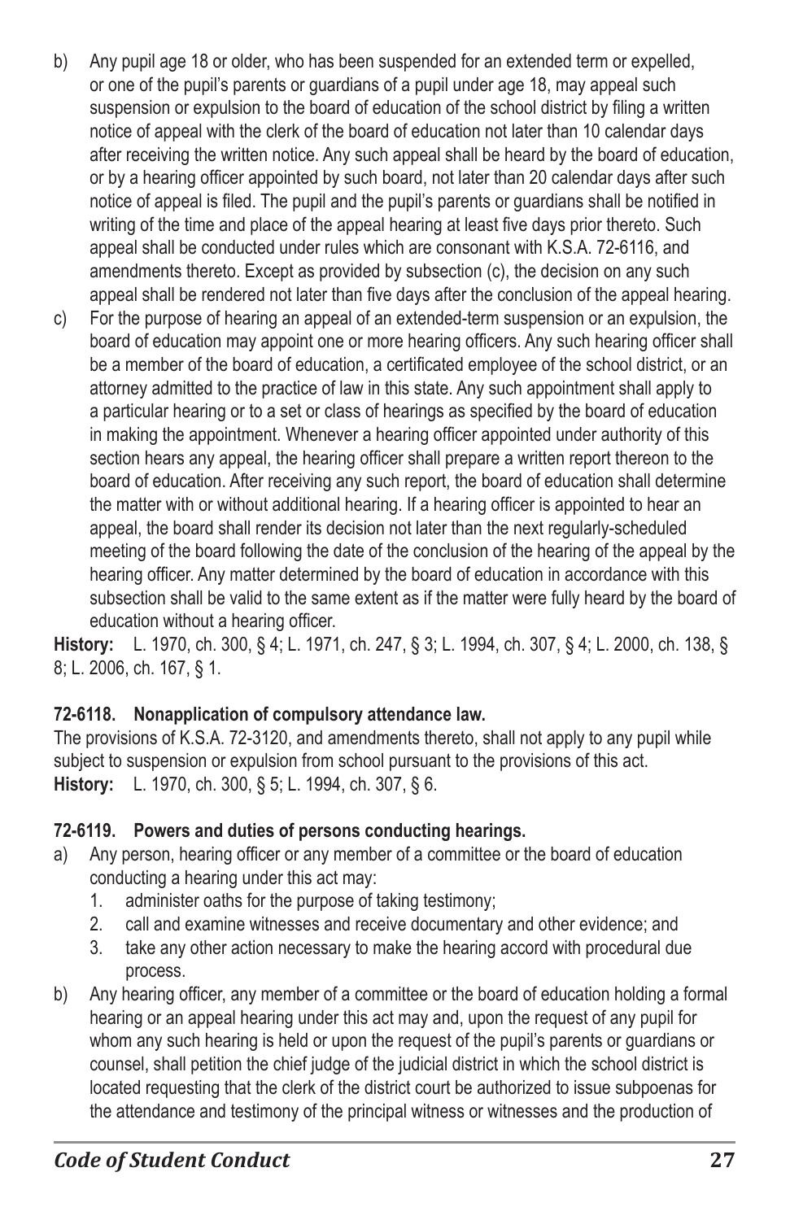b) Any pupil age 18 or older, who has been suspended for an extended term or expelled, or one of the pupil's parents or guardians of a pupil under age 18, may appeal such suspension or expulsion to the board of education of the school district by filing a written notice of appeal with the clerk of the board of education not later than 10 calendar days after receiving the written notice. Any such appeal shall be heard by the board of education, or by a hearing officer appointed by such board, not later than 20 calendar days after such notice of appeal is filed. The pupil and the pupil's parents or guardians shall be notified in writing of the time and place of the appeal hearing at least five days prior thereto. Such appeal shall be conducted under rules which are consonant with K.S.A. 72-6116, and amendments thereto. Except as provided by subsection (c), the decision on any such appeal shall be rendered not later than five days after the conclusion of the appeal hearing.

c) For the purpose of hearing an appeal of an extended-term suspension or an expulsion, the board of education may appoint one or more hearing officers. Any such hearing officer shall be a member of the board of education, a certificated employee of the school district, or an attorney admitted to the practice of law in this state. Any such appointment shall apply to a particular hearing or to a set or class of hearings as specified by the board of education in making the appointment. Whenever a hearing officer appointed under authority of this section hears any appeal, the hearing officer shall prepare a written report thereon to the board of education. After receiving any such report, the board of education shall determine the matter with or without additional hearing. If a hearing officer is appointed to hear an appeal, the board shall render its decision not later than the next regularly-scheduled meeting of the board following the date of the conclusion of the hearing of the appeal by the hearing officer. Any matter determined by the board of education in accordance with this subsection shall be valid to the same extent as if the matter were fully heard by the board of education without a hearing officer.

**History:** L. 1970, ch. 300, § 4; L. 1971, ch. 247, § 3; L. 1994, ch. 307, § 4; L. 2000, ch. 138, § 8; L. 2006, ch. 167, § 1.

**72-6118. Nonapplication of compulsory attendance law.**

The provisions of K.S.A. 72-3120, and amendments thereto, shall not apply to any pupil while subject to suspension or expulsion from school pursuant to the provisions of this act.

**History:** L. 1970, ch. 300, § 5; L. 1994, ch. 307, § 6.

**72-6119. Powers and duties of persons conducting hearings.**

a) Any person, hearing officer or any member of a committee or the board of education conducting a hearing under this act may:
   1. administer oaths for the purpose of taking testimony;
   2. call and examine witnesses and receive documentary and other evidence; and
   3. take any other action necessary to make the hearing accord with procedural due process.

b) Any hearing officer, any member of a committee or the board of education holding a formal hearing or an appeal hearing under this act may and, upon the request of any pupil for whom any such hearing is held or upon the request of the pupil's parents or guardians or counsel, shall petition the chief judge of the judicial district in which the school district is located requesting that the clerk of the district court be authorized to issue subpoenas for the attendance and testimony of the principal witness or witnesses and the production of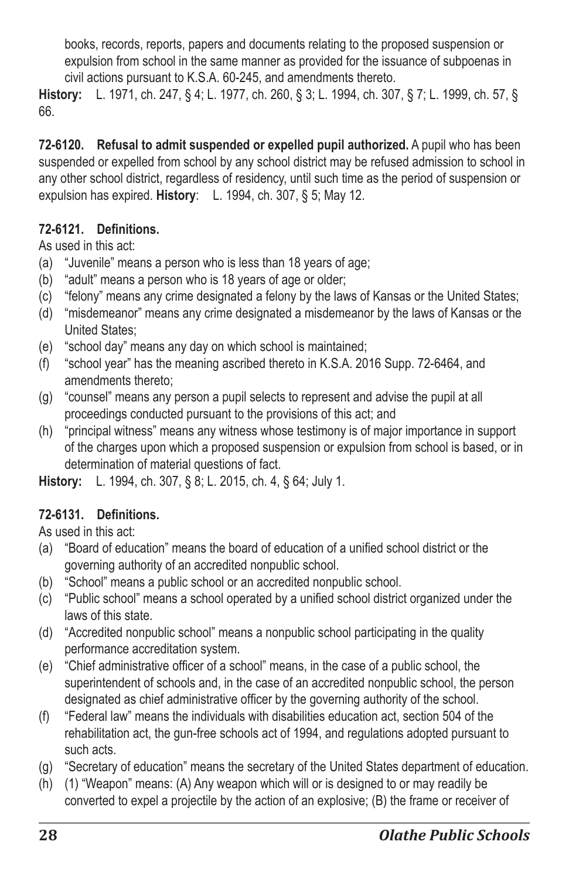books, records, reports, papers and documents relating to the proposed suspension or expulsion from school in the same manner as provided for the issuance of subpoenas in civil actions pursuant to K.S.A. 60-245, and amendments thereto.

**History:** L. 1971, ch. 247, § 4; L. 1977, ch. 260, § 3; L. 1994, ch. 307, § 7; L. 1999, ch. 57, § 66.

**72-6120. Refusal to admit suspended or expelled pupil authorized.** A pupil who has been suspended or expelled from school by any school district may be refused admission to school in any other school district, regardless of residency, until such time as the period of suspension or expulsion has expired. **History**: L. 1994, ch. 307, § 5; May 12.

**72-6121. Definitions.**

As used in this act:

(a) "Juvenile" means a person who is less than 18 years of age;

(b) "adult" means a person who is 18 years of age or older;

(c) "felony" means any crime designated a felony by the laws of Kansas or the United States;

(d) "misdemeanor" means any crime designated a misdemeanor by the laws of Kansas or the United States;

(e) "school day" means any day on which school is maintained;

(f) "school year" has the meaning ascribed thereto in K.S.A. 2016 Supp. 72-6464, and amendments thereto;

(g) "counsel" means any person a pupil selects to represent and advise the pupil at all proceedings conducted pursuant to the provisions of this act; and

(h) "principal witness" means any witness whose testimony is of major importance in support of the charges upon which a proposed suspension or expulsion from school is based, or in determination of material questions of fact.

**History:** L. 1994, ch. 307, § 8; L. 2015, ch. 4, § 64; July 1.

**72-6131. Definitions.**

As used in this act:

(a) "Board of education" means the board of education of a unified school district or the governing authority of an accredited nonpublic school.

(b) "School" means a public school or an accredited nonpublic school.

(c) "Public school" means a school operated by a unified school district organized under the laws of this state.

(d) "Accredited nonpublic school" means a nonpublic school participating in the quality performance accreditation system.

(e) "Chief administrative officer of a school" means, in the case of a public school, the superintendent of schools and, in the case of an accredited nonpublic school, the person designated as chief administrative officer by the governing authority of the school.

(f) "Federal law" means the individuals with disabilities education act, section 504 of the rehabilitation act, the gun-free schools act of 1994, and regulations adopted pursuant to such acts.

(g) "Secretary of education" means the secretary of the United States department of education.

(h) (1) "Weapon" means: (A) Any weapon which will or is designed to or may readily be converted to expel a projectile by the action of an explosive; (B) the frame or receiver of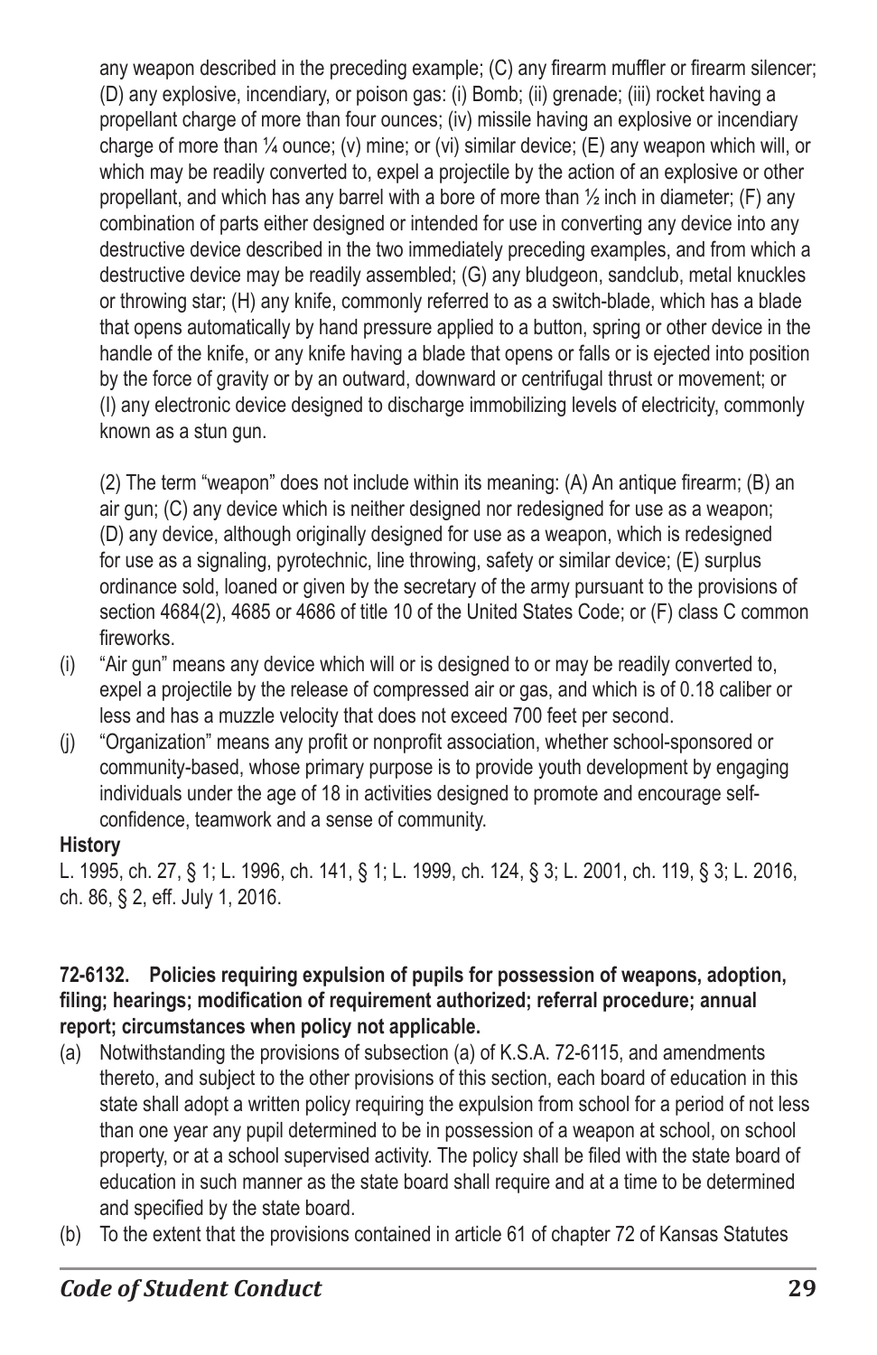any weapon described in the preceding example; (C) any firearm muffler or firearm silencer; (D) any explosive, incendiary, or poison gas: (i) Bomb; (ii) grenade; (iii) rocket having a propellant charge of more than four ounces; (iv) missile having an explosive or incendiary charge of more than ¼ ounce; (v) mine; or (vi) similar device; (E) any weapon which will, or which may be readily converted to, expel a projectile by the action of an explosive or other propellant, and which has any barrel with a bore of more than ½ inch in diameter; (F) any combination of parts either designed or intended for use in converting any device into any destructive device described in the two immediately preceding examples, and from which a destructive device may be readily assembled; (G) any bludgeon, sandclub, metal knuckles or throwing star; (H) any knife, commonly referred to as a switch-blade, which has a blade that opens automatically by hand pressure applied to a button, spring or other device in the handle of the knife, or any knife having a blade that opens or falls or is ejected into position by the force of gravity or by an outward, downward or centrifugal thrust or movement; or (I) any electronic device designed to discharge immobilizing levels of electricity, commonly known as a stun gun.

(2) The term "weapon" does not include within its meaning: (A) An antique firearm; (B) an air gun; (C) any device which is neither designed nor redesigned for use as a weapon; (D) any device, although originally designed for use as a weapon, which is redesigned for use as a signaling, pyrotechnic, line throwing, safety or similar device; (E) surplus ordinance sold, loaned or given by the secretary of the army pursuant to the provisions of section 4684(2), 4685 or 4686 of title 10 of the United States Code; or (F) class C common fireworks.

(i) "Air gun" means any device which will or is designed to or may be readily converted to, expel a projectile by the release of compressed air or gas, and which is of 0.18 caliber or less and has a muzzle velocity that does not exceed 700 feet per second.

(j) "Organization" means any profit or nonprofit association, whether school-sponsored or community-based, whose primary purpose is to provide youth development by engaging individuals under the age of 18 in activities designed to promote and encourage self-confidence, teamwork and a sense of community.

**History**

L. 1995, ch. 27, § 1; L. 1996, ch. 141, § 1; L. 1999, ch. 124, § 3; L. 2001, ch. 119, § 3; L. 2016, ch. 86, § 2, eff. July 1, 2016.

**72-6132. Policies requiring expulsion of pupils for possession of weapons, adoption, filing; hearings; modification of requirement authorized; referral procedure; annual report; circumstances when policy not applicable.**

(a) Notwithstanding the provisions of subsection (a) of K.S.A. 72-6115, and amendments thereto, and subject to the other provisions of this section, each board of education in this state shall adopt a written policy requiring the expulsion from school for a period of not less than one year any pupil determined to be in possession of a weapon at school, on school property, or at a school supervised activity. The policy shall be filed with the state board of education in such manner as the state board shall require and at a time to be determined and specified by the state board.

(b) To the extent that the provisions contained in article 61 of chapter 72 of Kansas Statutes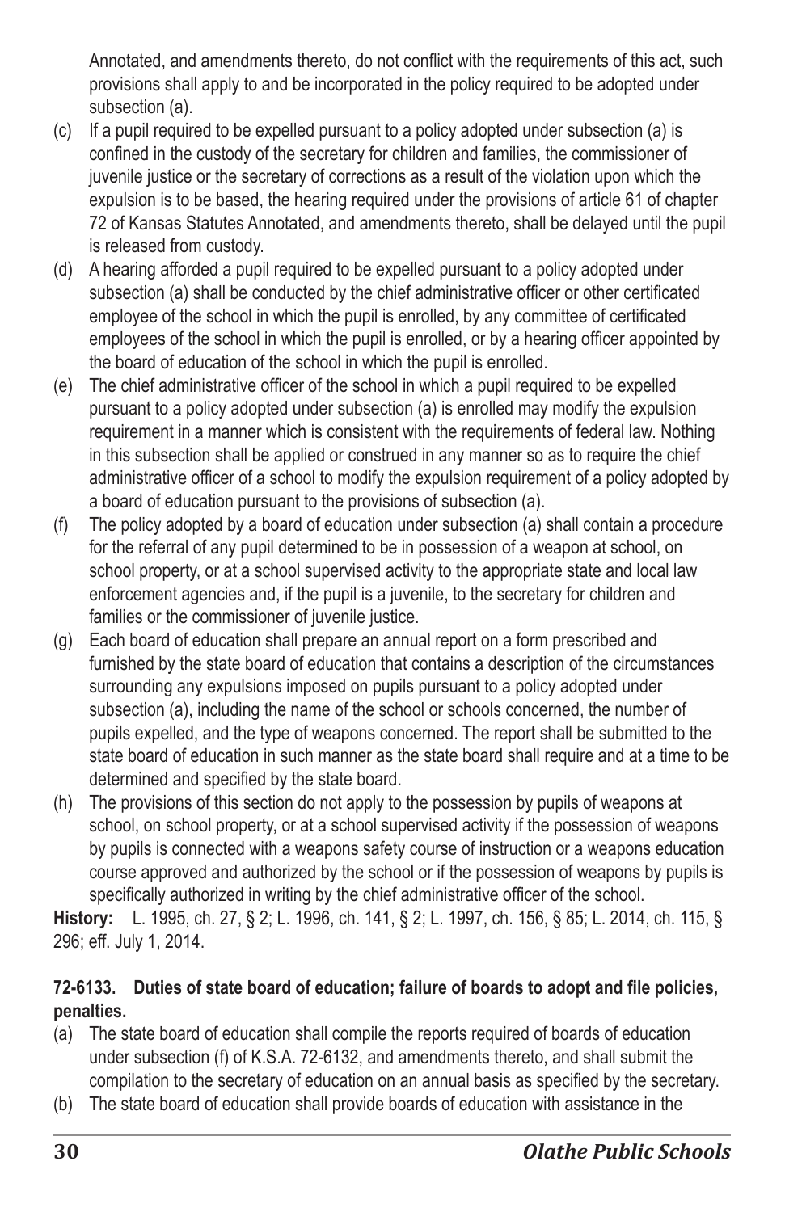Annotated, and amendments thereto, do not conflict with the requirements of this act, such provisions shall apply to and be incorporated in the policy required to be adopted under subsection (a).

(c) If a pupil required to be expelled pursuant to a policy adopted under subsection (a) is confined in the custody of the secretary for children and families, the commissioner of juvenile justice or the secretary of corrections as a result of the violation upon which the expulsion is to be based, the hearing required under the provisions of article 61 of chapter 72 of Kansas Statutes Annotated, and amendments thereto, shall be delayed until the pupil is released from custody.

(d) A hearing afforded a pupil required to be expelled pursuant to a policy adopted under subsection (a) shall be conducted by the chief administrative officer or other certificated employee of the school in which the pupil is enrolled, by any committee of certificated employees of the school in which the pupil is enrolled, or by a hearing officer appointed by the board of education of the school in which the pupil is enrolled.

(e) The chief administrative officer of the school in which a pupil required to be expelled pursuant to a policy adopted under subsection (a) is enrolled may modify the expulsion requirement in a manner which is consistent with the requirements of federal law. Nothing in this subsection shall be applied or construed in any manner so as to require the chief administrative officer of a school to modify the expulsion requirement of a policy adopted by a board of education pursuant to the provisions of subsection (a).

(f) The policy adopted by a board of education under subsection (a) shall contain a procedure for the referral of any pupil determined to be in possession of a weapon at school, on school property, or at a school supervised activity to the appropriate state and local law enforcement agencies and, if the pupil is a juvenile, to the secretary for children and families or the commissioner of juvenile justice.

(g) Each board of education shall prepare an annual report on a form prescribed and furnished by the state board of education that contains a description of the circumstances surrounding any expulsions imposed on pupils pursuant to a policy adopted under subsection (a), including the name of the school or schools concerned, the number of pupils expelled, and the type of weapons concerned. The report shall be submitted to the state board of education in such manner as the state board shall require and at a time to be determined and specified by the state board.

(h) The provisions of this section do not apply to the possession by pupils of weapons at school, on school property, or at a school supervised activity if the possession of weapons by pupils is connected with a weapons safety course of instruction or a weapons education course approved and authorized by the school or if the possession of weapons by pupils is specifically authorized in writing by the chief administrative officer of the school.

**History:** L. 1995, ch. 27, § 2; L. 1996, ch. 141, § 2; L. 1997, ch. 156, § 85; L. 2014, ch. 115, § 296; eff. July 1, 2014.

**72-6133. Duties of state board of education; failure of boards to adopt and file policies, penalties.**

(a) The state board of education shall compile the reports required of boards of education under subsection (f) of K.S.A. 72-6132, and amendments thereto, and shall submit the compilation to the secretary of education on an annual basis as specified by the secretary.

(b) The state board of education shall provide boards of education with assistance in the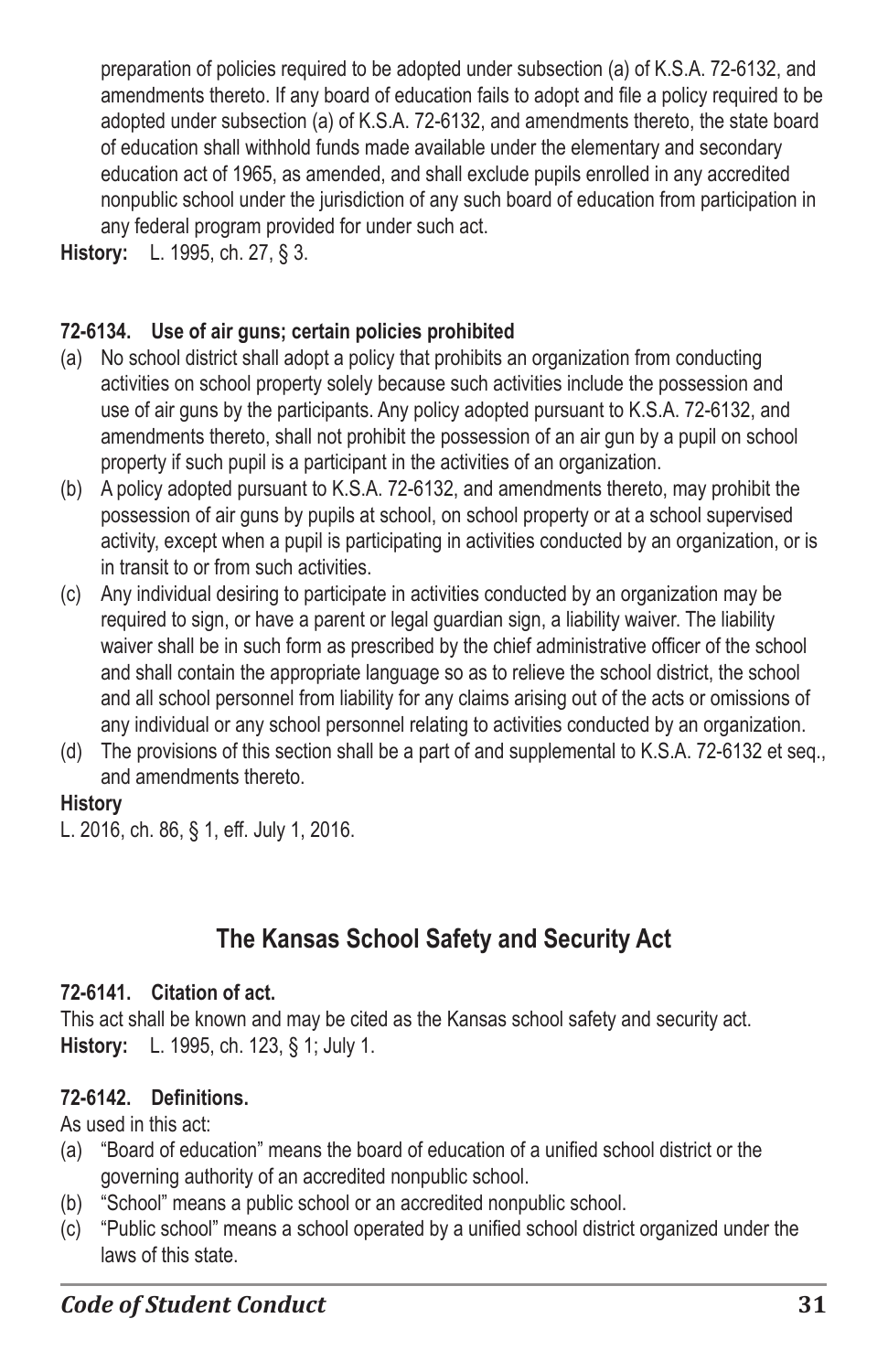preparation of policies required to be adopted under subsection (a) of K.S.A. 72-6132, and amendments thereto. If any board of education fails to adopt and file a policy required to be adopted under subsection (a) of K.S.A. 72-6132, and amendments thereto, the state board of education shall withhold funds made available under the elementary and secondary education act of 1965, as amended, and shall exclude pupils enrolled in any accredited nonpublic school under the jurisdiction of any such board of education from participation in any federal program provided for under such act.

**History:** L. 1995, ch. 27, § 3.

### 72-6134. Use of air guns; certain policies prohibited

(a) No school district shall adopt a policy that prohibits an organization from conducting activities on school property solely because such activities include the possession and use of air guns by the participants. Any policy adopted pursuant to K.S.A. 72-6132, and amendments thereto, shall not prohibit the possession of an air gun by a pupil on school property if such pupil is a participant in the activities of an organization.

(b) A policy adopted pursuant to K.S.A. 72-6132, and amendments thereto, may prohibit the possession of air guns by pupils at school, on school property or at a school supervised activity, except when a pupil is participating in activities conducted by an organization, or is in transit to or from such activities.

(c) Any individual desiring to participate in activities conducted by an organization may be required to sign, or have a parent or legal guardian sign, a liability waiver. The liability waiver shall be in such form as prescribed by the chief administrative officer of the school and shall contain the appropriate language so as to relieve the school district, the school and all school personnel from liability for any claims arising out of the acts or omissions of any individual or any school personnel relating to activities conducted by an organization.

(d) The provisions of this section shall be a part of and supplemental to K.S.A. 72-6132 et seq., and amendments thereto.

**History**

L. 2016, ch. 86, § 1, eff. July 1, 2016.

## The Kansas School Safety and Security Act

### 72-6141. Citation of act.

This act shall be known and may be cited as the Kansas school safety and security act.

**History:** L. 1995, ch. 123, § 1; July 1.

### 72-6142. Definitions.

As used in this act:

(a) "Board of education" means the board of education of a unified school district or the governing authority of an accredited nonpublic school.

(b) "School" means a public school or an accredited nonpublic school.

(c) "Public school" means a school operated by a unified school district organized under the laws of this state.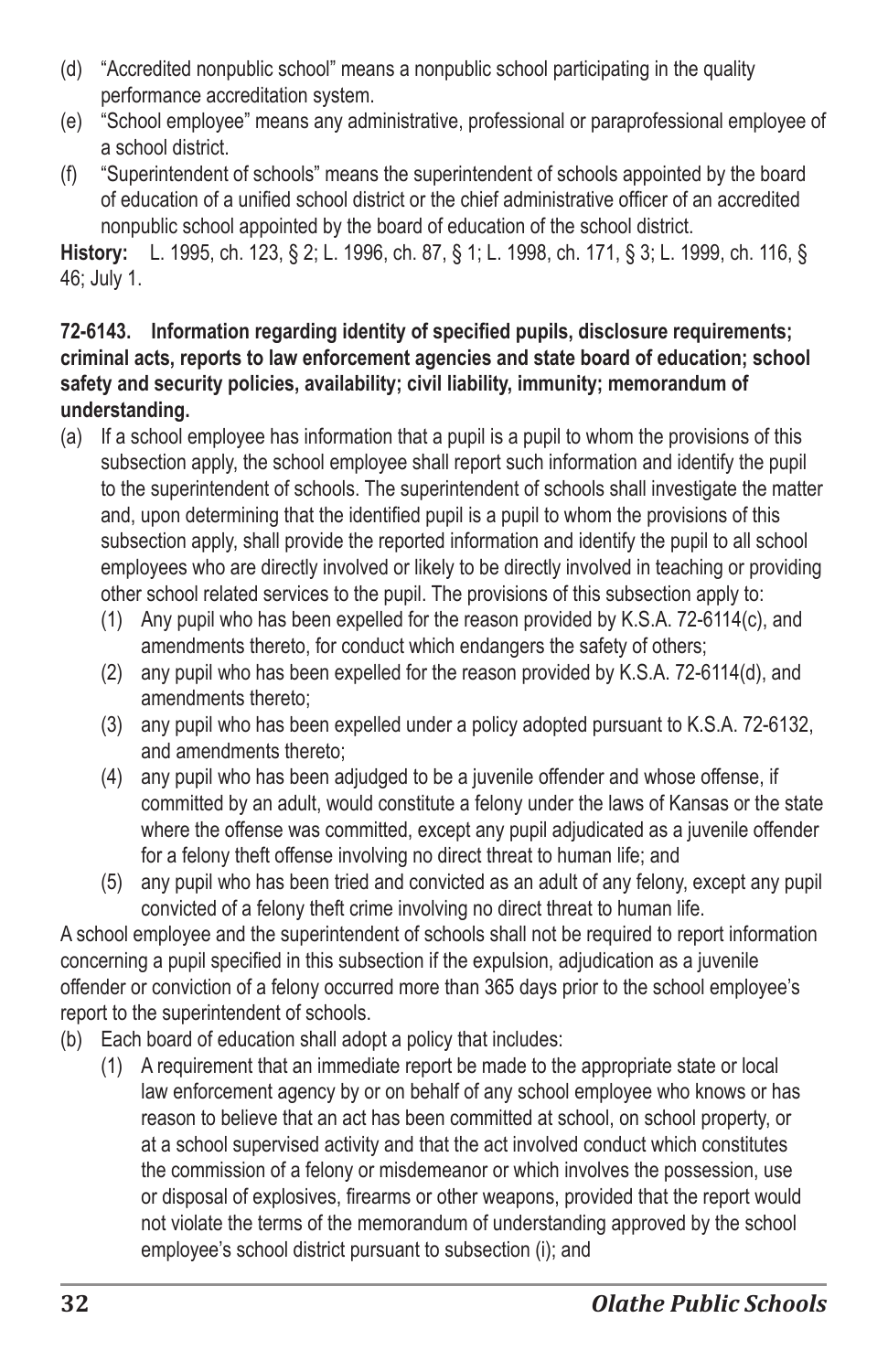(d) "Accredited nonpublic school" means a nonpublic school participating in the quality performance accreditation system.

(e) "School employee" means any administrative, professional or paraprofessional employee of a school district.

(f) "Superintendent of schools" means the superintendent of schools appointed by the board of education of a unified school district or the chief administrative officer of an accredited nonpublic school appointed by the board of education of the school district.

**History:** L. 1995, ch. 123, § 2; L. 1996, ch. 87, § 1; L. 1998, ch. 171, § 3; L. 1999, ch. 116, § 46; July 1.

**72-6143. Information regarding identity of specified pupils, disclosure requirements; criminal acts, reports to law enforcement agencies and state board of education; school safety and security policies, availability; civil liability, immunity; memorandum of understanding.**

(a) If a school employee has information that a pupil is a pupil to whom the provisions of this subsection apply, the school employee shall report such information and identify the pupil to the superintendent of schools. The superintendent of schools shall investigate the matter and, upon determining that the identified pupil is a pupil to whom the provisions of this subsection apply, shall provide the reported information and identify the pupil to all school employees who are directly involved or likely to be directly involved in teaching or providing other school related services to the pupil. The provisions of this subsection apply to:

   (1) Any pupil who has been expelled for the reason provided by K.S.A. 72-6114(c), and amendments thereto, for conduct which endangers the safety of others;

   (2) any pupil who has been expelled for the reason provided by K.S.A. 72-6114(d), and amendments thereto;

   (3) any pupil who has been expelled under a policy adopted pursuant to K.S.A. 72-6132, and amendments thereto;

   (4) any pupil who has been adjudged to be a juvenile offender and whose offense, if committed by an adult, would constitute a felony under the laws of Kansas or the state where the offense was committed, except any pupil adjudicated as a juvenile offender for a felony theft offense involving no direct threat to human life; and

   (5) any pupil who has been tried and convicted as an adult of any felony, except any pupil convicted of a felony theft crime involving no direct threat to human life.

A school employee and the superintendent of schools shall not be required to report information concerning a pupil specified in this subsection if the expulsion, adjudication as a juvenile offender or conviction of a felony occurred more than 365 days prior to the school employee's report to the superintendent of schools.

(b) Each board of education shall adopt a policy that includes:

   (1) A requirement that an immediate report be made to the appropriate state or local law enforcement agency by or on behalf of any school employee who knows or has reason to believe that an act has been committed at school, on school property, or at a school supervised activity and that the act involved conduct which constitutes the commission of a felony or misdemeanor or which involves the possession, use or disposal of explosives, firearms or other weapons, provided that the report would not violate the terms of the memorandum of understanding approved by the school employee's school district pursuant to subsection (i); and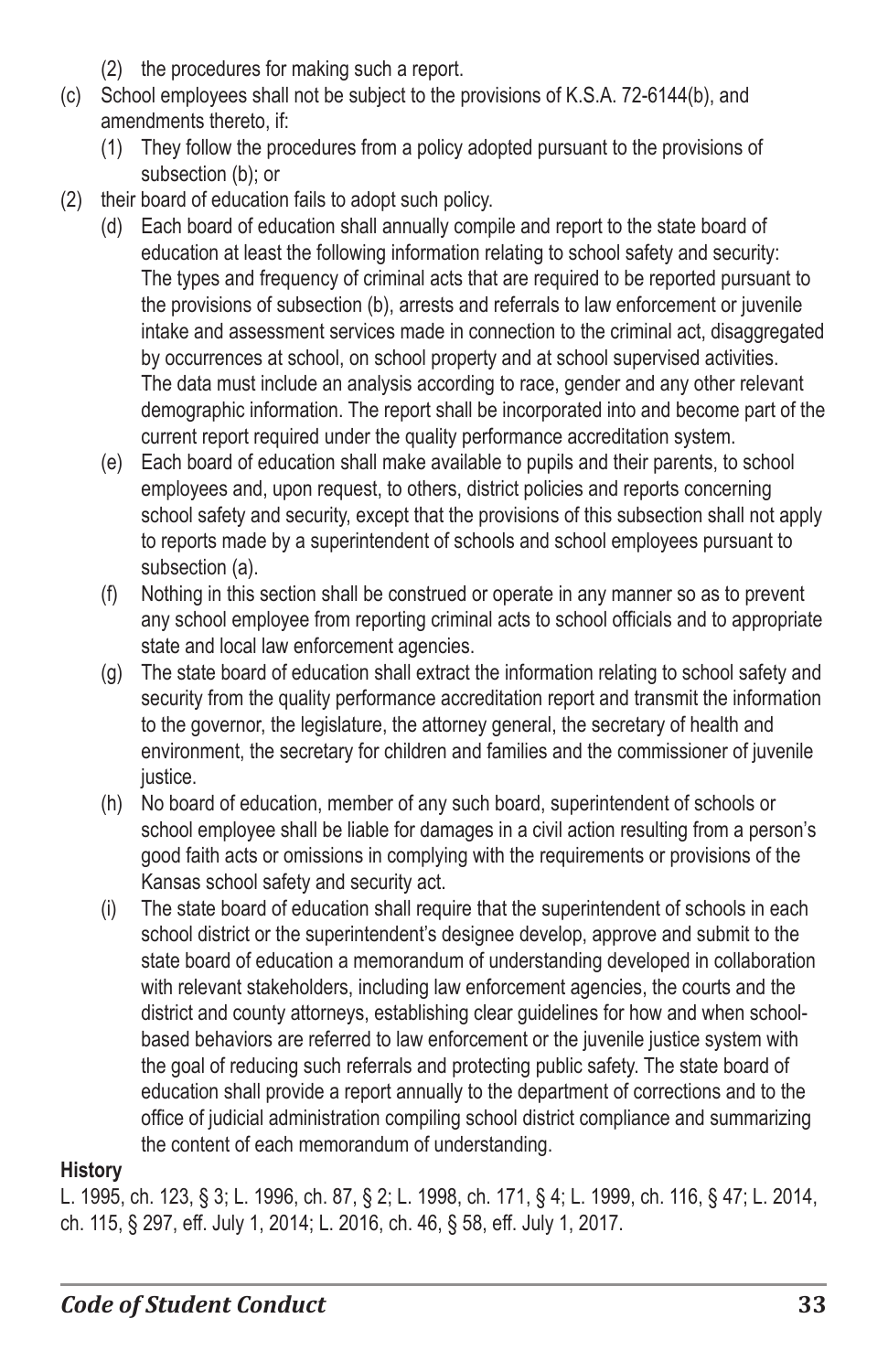(2) the procedures for making such a report.

(c) School employees shall not be subject to the provisions of K.S.A. 72-6144(b), and amendments thereto, if:

(1) They follow the procedures from a policy adopted pursuant to the provisions of subsection (b); or

(2) their board of education fails to adopt such policy.

(d) Each board of education shall annually compile and report to the state board of education at least the following information relating to school safety and security: The types and frequency of criminal acts that are required to be reported pursuant to the provisions of subsection (b), arrests and referrals to law enforcement or juvenile intake and assessment services made in connection to the criminal act, disaggregated by occurrences at school, on school property and at school supervised activities. The data must include an analysis according to race, gender and any other relevant demographic information. The report shall be incorporated into and become part of the current report required under the quality performance accreditation system.

(e) Each board of education shall make available to pupils and their parents, to school employees and, upon request, to others, district policies and reports concerning school safety and security, except that the provisions of this subsection shall not apply to reports made by a superintendent of schools and school employees pursuant to subsection (a).

(f) Nothing in this section shall be construed or operate in any manner so as to prevent any school employee from reporting criminal acts to school officials and to appropriate state and local law enforcement agencies.

(g) The state board of education shall extract the information relating to school safety and security from the quality performance accreditation report and transmit the information to the governor, the legislature, the attorney general, the secretary of health and environment, the secretary for children and families and the commissioner of juvenile justice.

(h) No board of education, member of any such board, superintendent of schools or school employee shall be liable for damages in a civil action resulting from a person's good faith acts or omissions in complying with the requirements or provisions of the Kansas school safety and security act.

(i) The state board of education shall require that the superintendent of schools in each school district or the superintendent's designee develop, approve and submit to the state board of education a memorandum of understanding developed in collaboration with relevant stakeholders, including law enforcement agencies, the courts and the district and county attorneys, establishing clear guidelines for how and when school-based behaviors are referred to law enforcement or the juvenile justice system with the goal of reducing such referrals and protecting public safety. The state board of education shall provide a report annually to the department of corrections and to the office of judicial administration compiling school district compliance and summarizing the content of each memorandum of understanding.

**History**

L. 1995, ch. 123, § 3; L. 1996, ch. 87, § 2; L. 1998, ch. 171, § 4; L. 1999, ch. 116, § 47; L. 2014, ch. 115, § 297, eff. July 1, 2014; L. 2016, ch. 46, § 58, eff. July 1, 2017.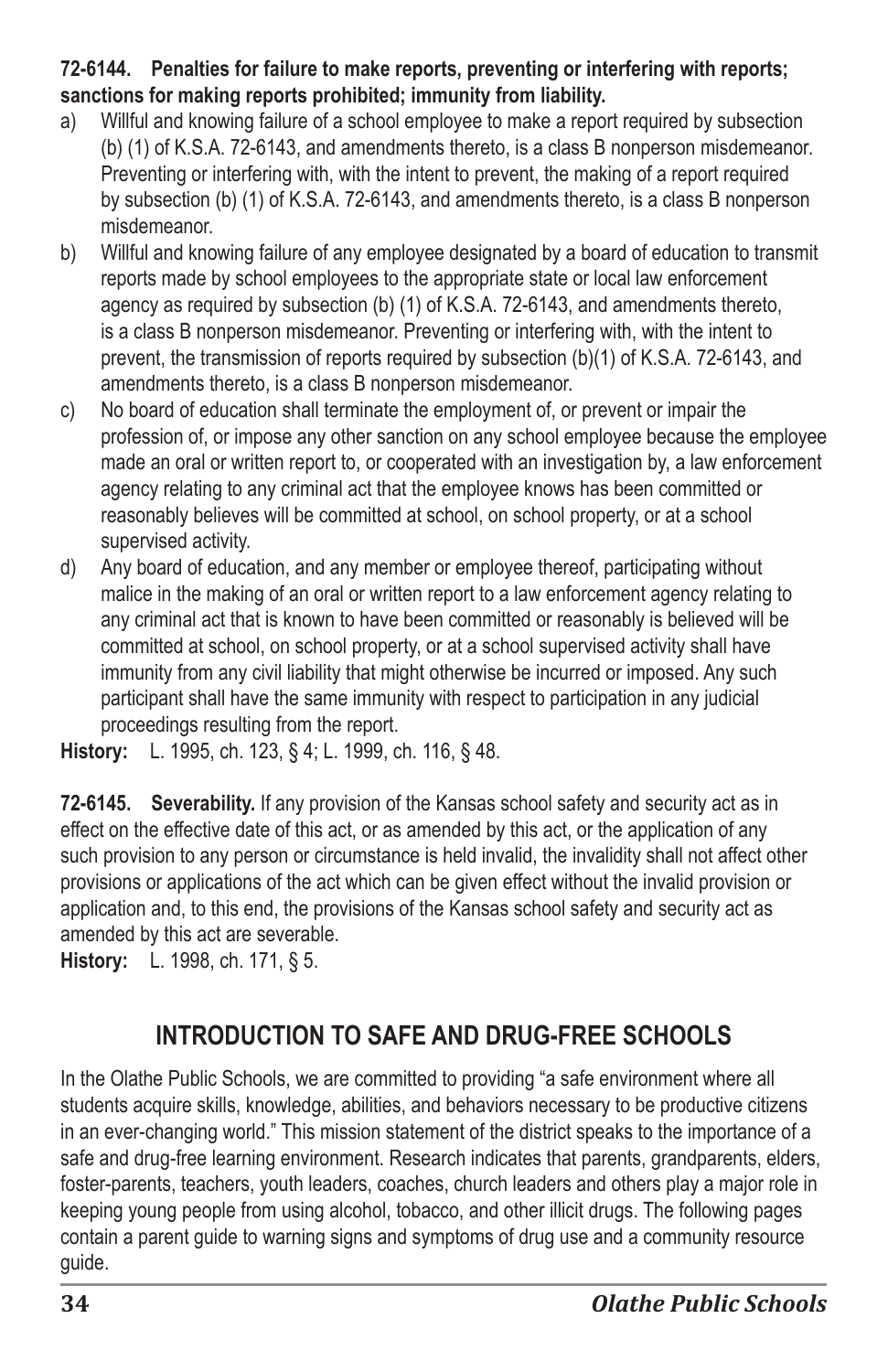**72-6144. Penalties for failure to make reports, preventing or interfering with reports; sanctions for making reports prohibited; immunity from liability.**

a) Willful and knowing failure of a school employee to make a report required by subsection (b) (1) of K.S.A. 72-6143, and amendments thereto, is a class B nonperson misdemeanor. Preventing or interfering with, with the intent to prevent, the making of a report required by subsection (b) (1) of K.S.A. 72-6143, and amendments thereto, is a class B nonperson misdemeanor.

b) Willful and knowing failure of any employee designated by a board of education to transmit reports made by school employees to the appropriate state or local law enforcement agency as required by subsection (b) (1) of K.S.A. 72-6143, and amendments thereto, is a class B nonperson misdemeanor. Preventing or interfering with, with the intent to prevent, the transmission of reports required by subsection (b)(1) of K.S.A. 72-6143, and amendments thereto, is a class B nonperson misdemeanor.

c) No board of education shall terminate the employment of, or prevent or impair the profession of, or impose any other sanction on any school employee because the employee made an oral or written report to, or cooperated with an investigation by, a law enforcement agency relating to any criminal act that the employee knows has been committed or reasonably believes will be committed at school, on school property, or at a school supervised activity.

d) Any board of education, and any member or employee thereof, participating without malice in the making of an oral or written report to a law enforcement agency relating to any criminal act that is known to have been committed or reasonably is believed will be committed at school, on school property, or at a school supervised activity shall have immunity from any civil liability that might otherwise be incurred or imposed. Any such participant shall have the same immunity with respect to participation in any judicial proceedings resulting from the report.

**History:** L. 1995, ch. 123, § 4; L. 1999, ch. 116, § 48.

**72-6145. Severability.** If any provision of the Kansas school safety and security act as in effect on the effective date of this act, or as amended by this act, or the application of any such provision to any person or circumstance is held invalid, the invalidity shall not affect other provisions or applications of the act which can be given effect without the invalid provision or application and, to this end, the provisions of the Kansas school safety and security act as amended by this act are severable.

**History:** L. 1998, ch. 171, § 5.

## INTRODUCTION TO SAFE AND DRUG-FREE SCHOOLS

In the Olathe Public Schools, we are committed to providing "a safe environment where all students acquire skills, knowledge, abilities, and behaviors necessary to be productive citizens in an ever-changing world." This mission statement of the district speaks to the importance of a safe and drug-free learning environment. Research indicates that parents, grandparents, elders, foster-parents, teachers, youth leaders, coaches, church leaders and others play a major role in keeping young people from using alcohol, tobacco, and other illicit drugs. The following pages contain a parent guide to warning signs and symptoms of drug use and a community resource guide.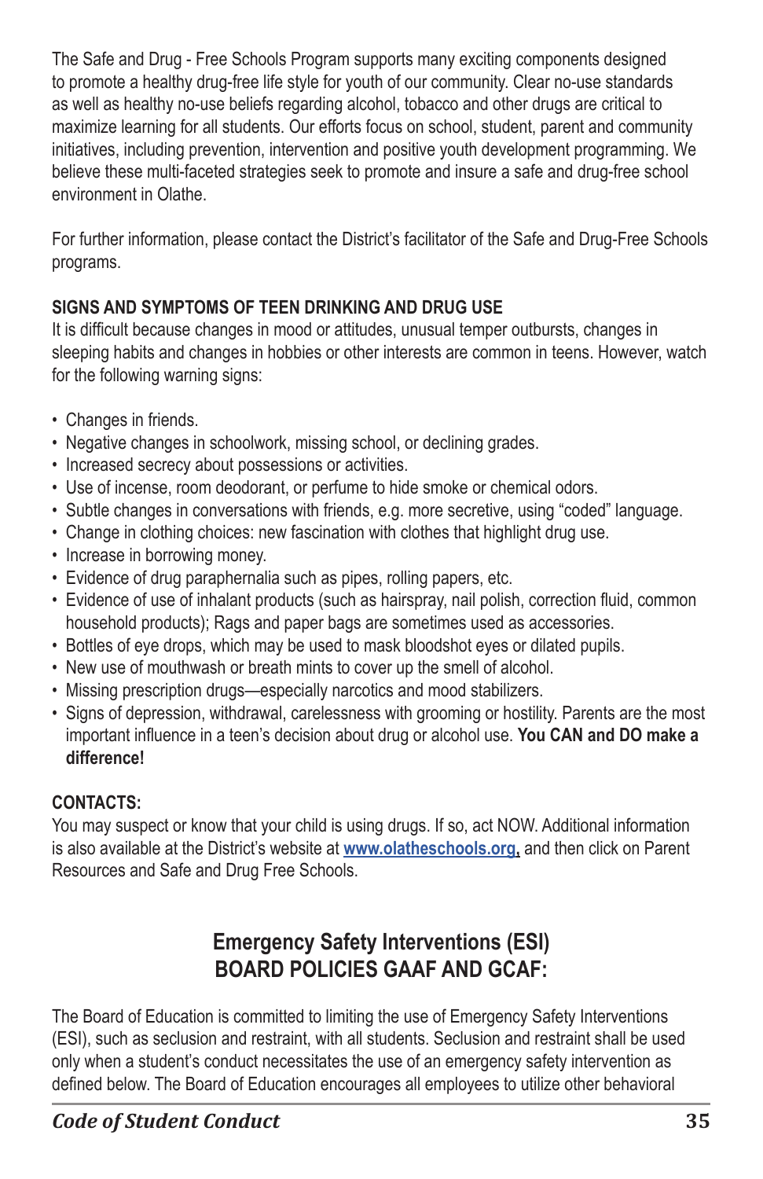The Safe and Drug - Free Schools Program supports many exciting components designed to promote a healthy drug-free life style for youth of our community. Clear no-use standards as well as healthy no-use beliefs regarding alcohol, tobacco and other drugs are critical to maximize learning for all students. Our efforts focus on school, student, parent and community initiatives, including prevention, intervention and positive youth development programming. We believe these multi-faceted strategies seek to promote and insure a safe and drug-free school environment in Olathe.

For further information, please contact the District's facilitator of the Safe and Drug-Free Schools programs.

### SIGNS AND SYMPTOMS OF TEEN DRINKING AND DRUG USE

It is difficult because changes in mood or attitudes, unusual temper outbursts, changes in sleeping habits and changes in hobbies or other interests are common in teens. However, watch for the following warning signs:

- Changes in friends.
- Negative changes in schoolwork, missing school, or declining grades.
- Increased secrecy about possessions or activities.
- Use of incense, room deodorant, or perfume to hide smoke or chemical odors.
- Subtle changes in conversations with friends, e.g. more secretive, using "coded" language.
- Change in clothing choices: new fascination with clothes that highlight drug use.
- Increase in borrowing money.
- Evidence of drug paraphernalia such as pipes, rolling papers, etc.
- Evidence of use of inhalant products (such as hairspray, nail polish, correction fluid, common household products); Rags and paper bags are sometimes used as accessories.
- Bottles of eye drops, which may be used to mask bloodshot eyes or dilated pupils.
- New use of mouthwash or breath mints to cover up the smell of alcohol.
- Missing prescription drugs—especially narcotics and mood stabilizers.
- Signs of depression, withdrawal, carelessness with grooming or hostility. Parents are the most important influence in a teen's decision about drug or alcohol use. **You CAN and DO make a difference!**

### CONTACTS:

You may suspect or know that your child is using drugs. If so, act NOW. Additional information is also available at the District's website at www.olatheschools.org, and then click on Parent Resources and Safe and Drug Free Schools.

## Emergency Safety Interventions (ESI) BOARD POLICIES GAAF AND GCAF:

The Board of Education is committed to limiting the use of Emergency Safety Interventions (ESI), such as seclusion and restraint, with all students. Seclusion and restraint shall be used only when a student's conduct necessitates the use of an emergency safety intervention as defined below. The Board of Education encourages all employees to utilize other behavioral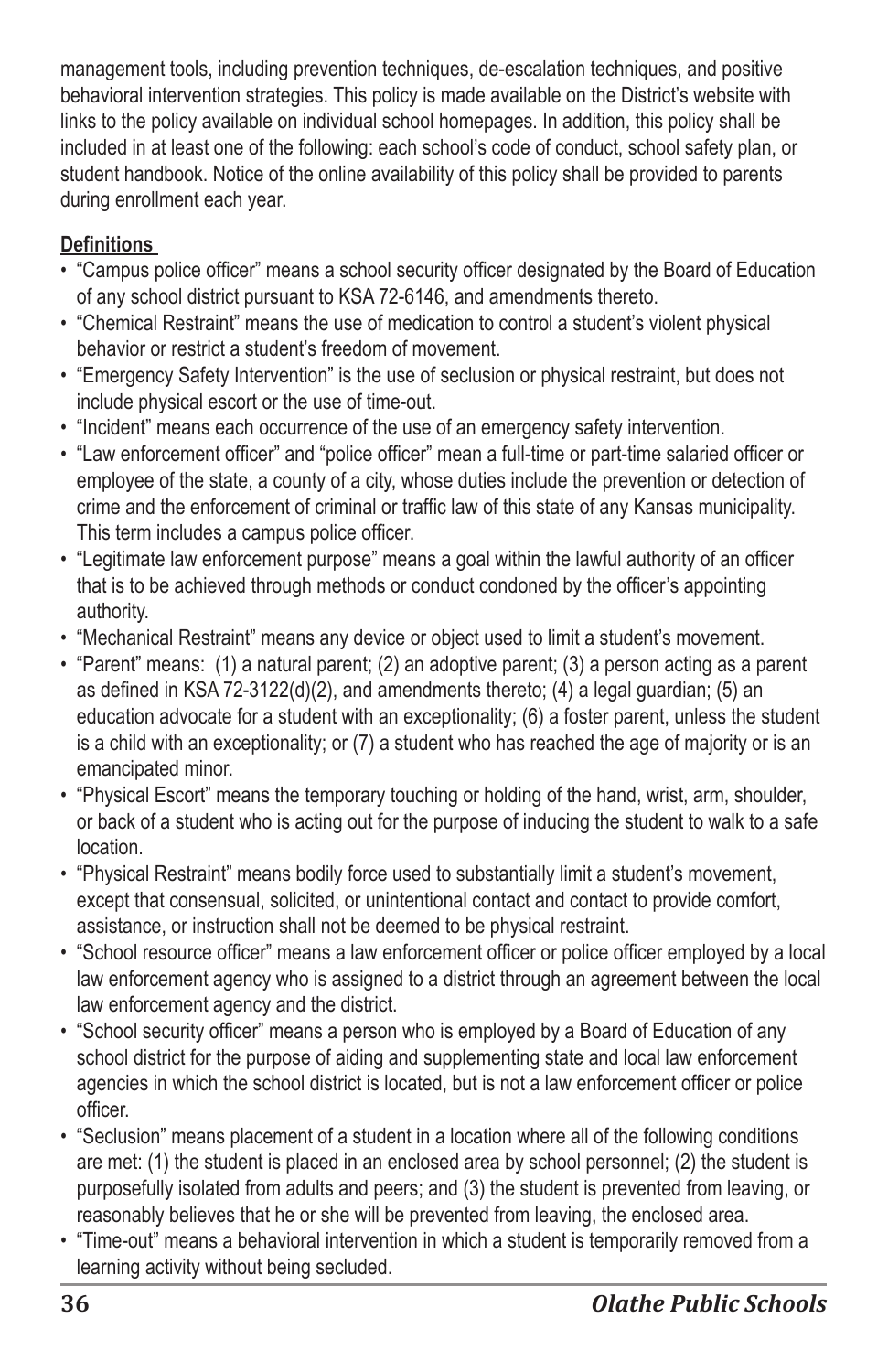management tools, including prevention techniques, de-escalation techniques, and positive behavioral intervention strategies. This policy is made available on the District's website with links to the policy available on individual school homepages. In addition, this policy shall be included in at least one of the following: each school's code of conduct, school safety plan, or student handbook. Notice of the online availability of this policy shall be provided to parents during enrollment each year.

**Definitions**

- "Campus police officer" means a school security officer designated by the Board of Education of any school district pursuant to KSA 72-6146, and amendments thereto.
- "Chemical Restraint" means the use of medication to control a student's violent physical behavior or restrict a student's freedom of movement.
- "Emergency Safety Intervention" is the use of seclusion or physical restraint, but does not include physical escort or the use of time-out.
- "Incident" means each occurrence of the use of an emergency safety intervention.
- "Law enforcement officer" and "police officer" mean a full-time or part-time salaried officer or employee of the state, a county of a city, whose duties include the prevention or detection of crime and the enforcement of criminal or traffic law of this state of any Kansas municipality. This term includes a campus police officer.
- "Legitimate law enforcement purpose" means a goal within the lawful authority of an officer that is to be achieved through methods or conduct condoned by the officer's appointing authority.
- "Mechanical Restraint" means any device or object used to limit a student's movement.
- "Parent" means: (1) a natural parent; (2) an adoptive parent; (3) a person acting as a parent as defined in KSA 72-3122(d)(2), and amendments thereto; (4) a legal guardian; (5) an education advocate for a student with an exceptionality; (6) a foster parent, unless the student is a child with an exceptionality; or (7) a student who has reached the age of majority or is an emancipated minor.
- "Physical Escort" means the temporary touching or holding of the hand, wrist, arm, shoulder, or back of a student who is acting out for the purpose of inducing the student to walk to a safe location.
- "Physical Restraint" means bodily force used to substantially limit a student's movement, except that consensual, solicited, or unintentional contact and contact to provide comfort, assistance, or instruction shall not be deemed to be physical restraint.
- "School resource officer" means a law enforcement officer or police officer employed by a local law enforcement agency who is assigned to a district through an agreement between the local law enforcement agency and the district.
- "School security officer" means a person who is employed by a Board of Education of any school district for the purpose of aiding and supplementing state and local law enforcement agencies in which the school district is located, but is not a law enforcement officer or police officer.
- "Seclusion" means placement of a student in a location where all of the following conditions are met: (1) the student is placed in an enclosed area by school personnel; (2) the student is purposefully isolated from adults and peers; and (3) the student is prevented from leaving, or reasonably believes that he or she will be prevented from leaving, the enclosed area.
- "Time-out" means a behavioral intervention in which a student is temporarily removed from a learning activity without being secluded.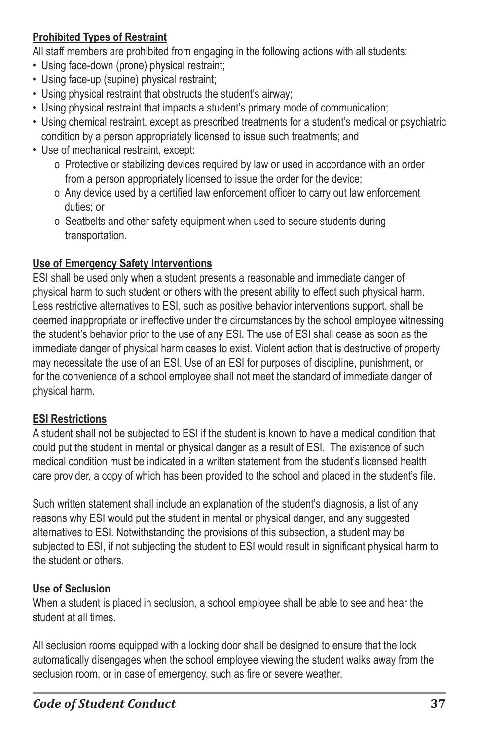**Prohibited Types of Restraint**

All staff members are prohibited from engaging in the following actions with all students:

- Using face-down (prone) physical restraint;
- Using face-up (supine) physical restraint;
- Using physical restraint that obstructs the student's airway;
- Using physical restraint that impacts a student's primary mode of communication;
- Using chemical restraint, except as prescribed treatments for a student's medical or psychiatric condition by a person appropriately licensed to issue such treatments; and
- Use of mechanical restraint, except:
    - o Protective or stabilizing devices required by law or used in accordance with an order from a person appropriately licensed to issue the order for the device;
    - o Any device used by a certified law enforcement officer to carry out law enforcement duties; or
    - o Seatbelts and other safety equipment when used to secure students during transportation.

**Use of Emergency Safety Interventions**

ESI shall be used only when a student presents a reasonable and immediate danger of physical harm to such student or others with the present ability to effect such physical harm. Less restrictive alternatives to ESI, such as positive behavior interventions support, shall be deemed inappropriate or ineffective under the circumstances by the school employee witnessing the student's behavior prior to the use of any ESI. The use of ESI shall cease as soon as the immediate danger of physical harm ceases to exist. Violent action that is destructive of property may necessitate the use of an ESI. Use of an ESI for purposes of discipline, punishment, or for the convenience of a school employee shall not meet the standard of immediate danger of physical harm.

**ESI Restrictions**

A student shall not be subjected to ESI if the student is known to have a medical condition that could put the student in mental or physical danger as a result of ESI. The existence of such medical condition must be indicated in a written statement from the student's licensed health care provider, a copy of which has been provided to the school and placed in the student's file.

Such written statement shall include an explanation of the student's diagnosis, a list of any reasons why ESI would put the student in mental or physical danger, and any suggested alternatives to ESI. Notwithstanding the provisions of this subsection, a student may be subjected to ESI, if not subjecting the student to ESI would result in significant physical harm to the student or others.

**Use of Seclusion**

When a student is placed in seclusion, a school employee shall be able to see and hear the student at all times.

All seclusion rooms equipped with a locking door shall be designed to ensure that the lock automatically disengages when the school employee viewing the student walks away from the seclusion room, or in case of emergency, such as fire or severe weather.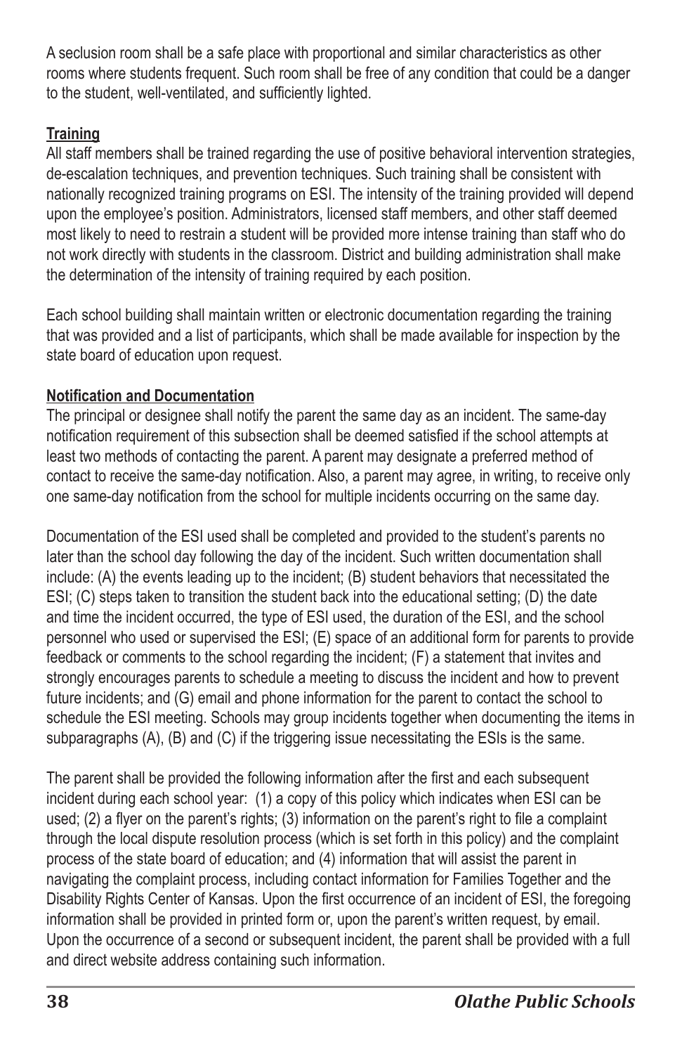A seclusion room shall be a safe place with proportional and similar characteristics as other rooms where students frequent. Such room shall be free of any condition that could be a danger to the student, well-ventilated, and sufficiently lighted.

**Training**

All staff members shall be trained regarding the use of positive behavioral intervention strategies, de-escalation techniques, and prevention techniques. Such training shall be consistent with nationally recognized training programs on ESI. The intensity of the training provided will depend upon the employee's position. Administrators, licensed staff members, and other staff deemed most likely to need to restrain a student will be provided more intense training than staff who do not work directly with students in the classroom. District and building administration shall make the determination of the intensity of training required by each position.

Each school building shall maintain written or electronic documentation regarding the training that was provided and a list of participants, which shall be made available for inspection by the state board of education upon request.

**Notification and Documentation**

The principal or designee shall notify the parent the same day as an incident. The same-day notification requirement of this subsection shall be deemed satisfied if the school attempts at least two methods of contacting the parent. A parent may designate a preferred method of contact to receive the same-day notification. Also, a parent may agree, in writing, to receive only one same-day notification from the school for multiple incidents occurring on the same day.

Documentation of the ESI used shall be completed and provided to the student's parents no later than the school day following the day of the incident. Such written documentation shall include: (A) the events leading up to the incident; (B) student behaviors that necessitated the ESI; (C) steps taken to transition the student back into the educational setting; (D) the date and time the incident occurred, the type of ESI used, the duration of the ESI, and the school personnel who used or supervised the ESI; (E) space of an additional form for parents to provide feedback or comments to the school regarding the incident; (F) a statement that invites and strongly encourages parents to schedule a meeting to discuss the incident and how to prevent future incidents; and (G) email and phone information for the parent to contact the school to schedule the ESI meeting. Schools may group incidents together when documenting the items in subparagraphs (A), (B) and (C) if the triggering issue necessitating the ESIs is the same.

The parent shall be provided the following information after the first and each subsequent incident during each school year: (1) a copy of this policy which indicates when ESI can be used; (2) a flyer on the parent's rights; (3) information on the parent's right to file a complaint through the local dispute resolution process (which is set forth in this policy) and the complaint process of the state board of education; and (4) information that will assist the parent in navigating the complaint process, including contact information for Families Together and the Disability Rights Center of Kansas. Upon the first occurrence of an incident of ESI, the foregoing information shall be provided in printed form or, upon the parent's written request, by email. Upon the occurrence of a second or subsequent incident, the parent shall be provided with a full and direct website address containing such information.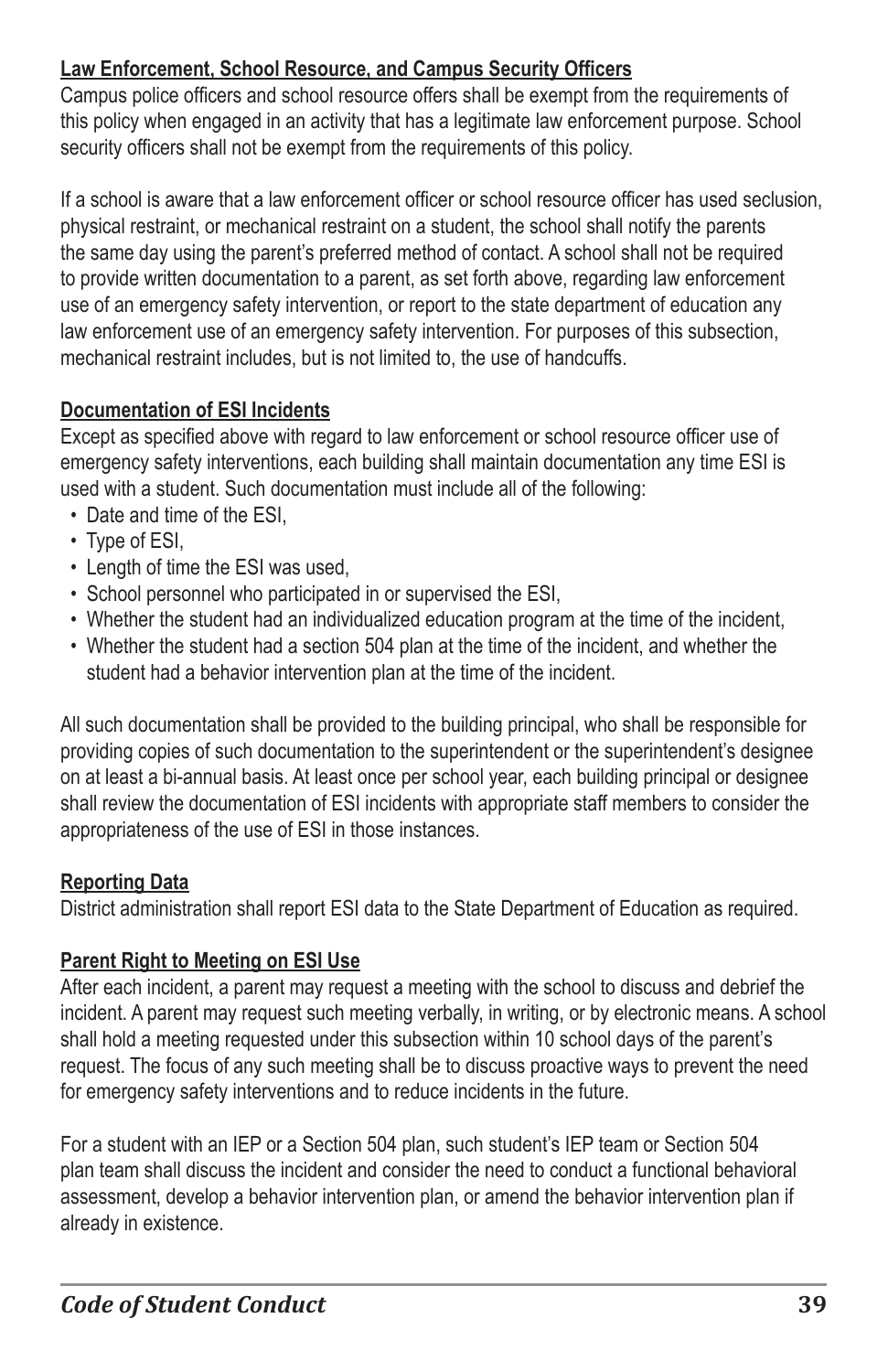**Law Enforcement, School Resource, and Campus Security Officers**

Campus police officers and school resource offers shall be exempt from the requirements of this policy when engaged in an activity that has a legitimate law enforcement purpose. School security officers shall not be exempt from the requirements of this policy.

If a school is aware that a law enforcement officer or school resource officer has used seclusion, physical restraint, or mechanical restraint on a student, the school shall notify the parents the same day using the parent's preferred method of contact. A school shall not be required to provide written documentation to a parent, as set forth above, regarding law enforcement use of an emergency safety intervention, or report to the state department of education any law enforcement use of an emergency safety intervention. For purposes of this subsection, mechanical restraint includes, but is not limited to, the use of handcuffs.

**Documentation of ESI Incidents**

Except as specified above with regard to law enforcement or school resource officer use of emergency safety interventions, each building shall maintain documentation any time ESI is used with a student. Such documentation must include all of the following:

- Date and time of the ESI,
- Type of ESI,
- Length of time the ESI was used,
- School personnel who participated in or supervised the ESI,
- Whether the student had an individualized education program at the time of the incident,
- Whether the student had a section 504 plan at the time of the incident, and whether the student had a behavior intervention plan at the time of the incident.

All such documentation shall be provided to the building principal, who shall be responsible for providing copies of such documentation to the superintendent or the superintendent's designee on at least a bi-annual basis. At least once per school year, each building principal or designee shall review the documentation of ESI incidents with appropriate staff members to consider the appropriateness of the use of ESI in those instances.

**Reporting Data**

District administration shall report ESI data to the State Department of Education as required.

**Parent Right to Meeting on ESI Use**

After each incident, a parent may request a meeting with the school to discuss and debrief the incident. A parent may request such meeting verbally, in writing, or by electronic means. A school shall hold a meeting requested under this subsection within 10 school days of the parent's request. The focus of any such meeting shall be to discuss proactive ways to prevent the need for emergency safety interventions and to reduce incidents in the future.

For a student with an IEP or a Section 504 plan, such student's IEP team or Section 504 plan team shall discuss the incident and consider the need to conduct a functional behavioral assessment, develop a behavior intervention plan, or amend the behavior intervention plan if already in existence.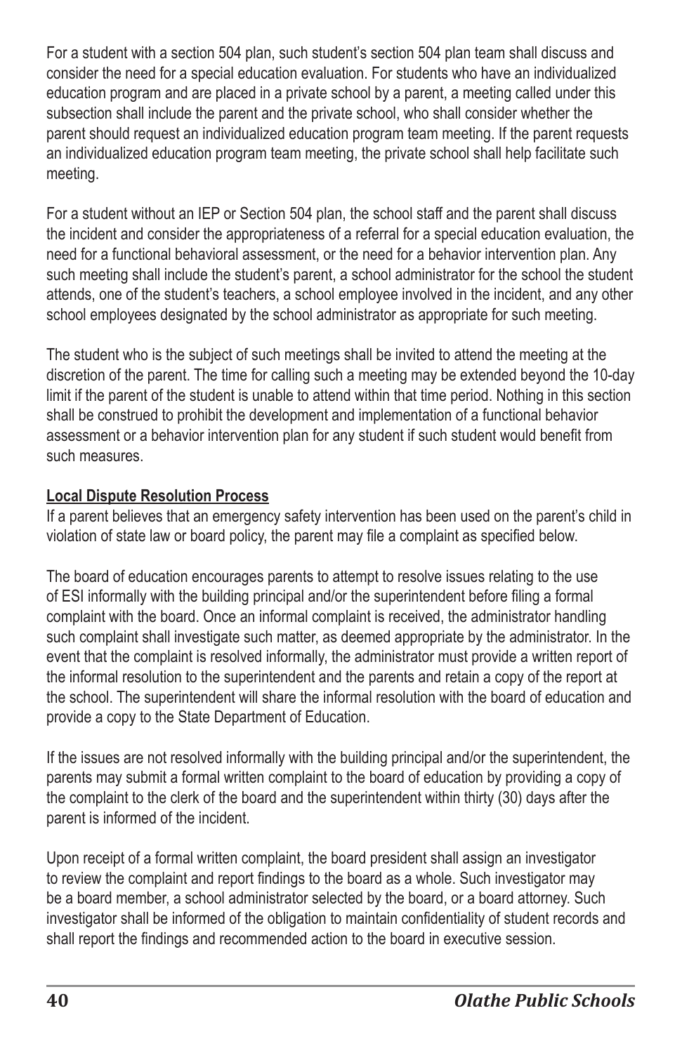For a student with a section 504 plan, such student's section 504 plan team shall discuss and consider the need for a special education evaluation. For students who have an individualized education program and are placed in a private school by a parent, a meeting called under this subsection shall include the parent and the private school, who shall consider whether the parent should request an individualized education program team meeting. If the parent requests an individualized education program team meeting, the private school shall help facilitate such meeting.

For a student without an IEP or Section 504 plan, the school staff and the parent shall discuss the incident and consider the appropriateness of a referral for a special education evaluation, the need for a functional behavioral assessment, or the need for a behavior intervention plan. Any such meeting shall include the student's parent, a school administrator for the school the student attends, one of the student's teachers, a school employee involved in the incident, and any other school employees designated by the school administrator as appropriate for such meeting.

The student who is the subject of such meetings shall be invited to attend the meeting at the discretion of the parent. The time for calling such a meeting may be extended beyond the 10-day limit if the parent of the student is unable to attend within that time period. Nothing in this section shall be construed to prohibit the development and implementation of a functional behavior assessment or a behavior intervention plan for any student if such student would benefit from such measures.

**Local Dispute Resolution Process**

If a parent believes that an emergency safety intervention has been used on the parent's child in violation of state law or board policy, the parent may file a complaint as specified below.

The board of education encourages parents to attempt to resolve issues relating to the use of ESI informally with the building principal and/or the superintendent before filing a formal complaint with the board. Once an informal complaint is received, the administrator handling such complaint shall investigate such matter, as deemed appropriate by the administrator. In the event that the complaint is resolved informally, the administrator must provide a written report of the informal resolution to the superintendent and the parents and retain a copy of the report at the school. The superintendent will share the informal resolution with the board of education and provide a copy to the State Department of Education.

If the issues are not resolved informally with the building principal and/or the superintendent, the parents may submit a formal written complaint to the board of education by providing a copy of the complaint to the clerk of the board and the superintendent within thirty (30) days after the parent is informed of the incident.

Upon receipt of a formal written complaint, the board president shall assign an investigator to review the complaint and report findings to the board as a whole. Such investigator may be a board member, a school administrator selected by the board, or a board attorney. Such investigator shall be informed of the obligation to maintain confidentiality of student records and shall report the findings and recommended action to the board in executive session.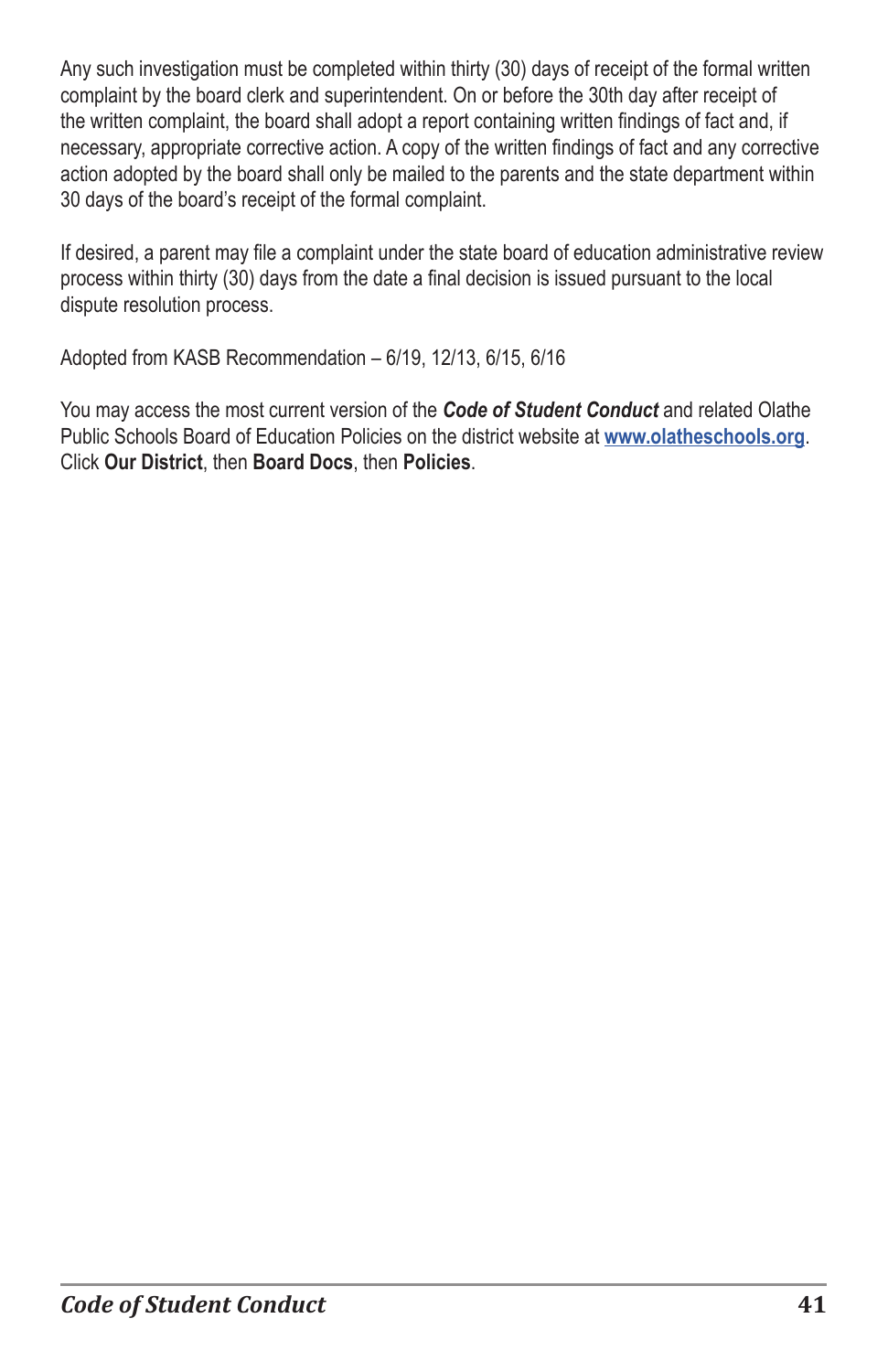Any such investigation must be completed within thirty (30) days of receipt of the formal written complaint by the board clerk and superintendent. On or before the 30th day after receipt of the written complaint, the board shall adopt a report containing written findings of fact and, if necessary, appropriate corrective action. A copy of the written findings of fact and any corrective action adopted by the board shall only be mailed to the parents and the state department within 30 days of the board's receipt of the formal complaint.

If desired, a parent may file a complaint under the state board of education administrative review process within thirty (30) days from the date a final decision is issued pursuant to the local dispute resolution process.

Adopted from KASB Recommendation – 6/19, 12/13, 6/15, 6/16

You may access the most current version of the ***Code of Student Conduct*** and related Olathe Public Schools Board of Education Policies on the district website at [www.olatheschools.org](http://www.olatheschools.org). Click **Our District**, then **Board Docs**, then **Policies**.